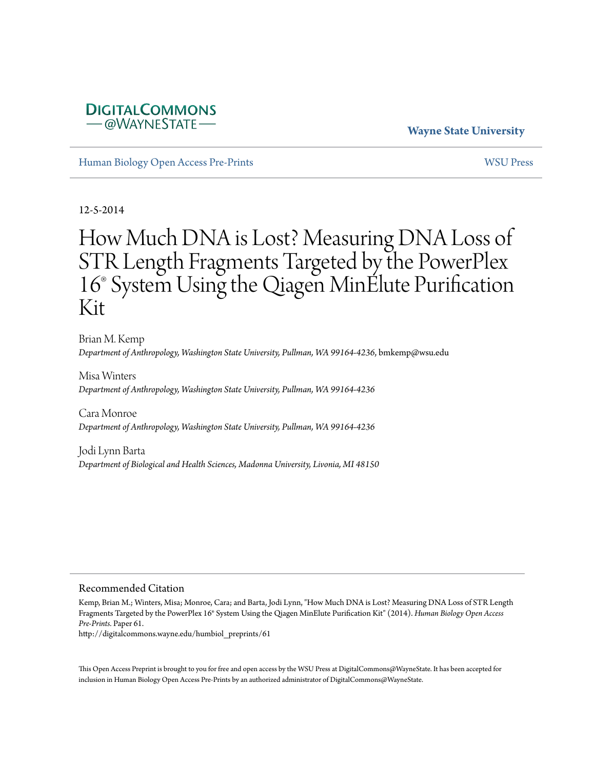DIGITALCOMMONS
— @WAYNESTATE —

**Wayne State University**

Human Biology Open Access Pre-Prints — WSU Press

12-5-2014

# How Much DNA is Lost? Measuring DNA Loss of STR Length Fragments Targeted by the PowerPlex 16® System Using the Qiagen MinElute Purification Kit

Brian M. Kemp
*Department of Anthropology, Washington State University, Pullman, WA 99164-4236*, bmkemp@wsu.edu

Misa Winters
*Department of Anthropology, Washington State University, Pullman, WA 99164-4236*

Cara Monroe
*Department of Anthropology, Washington State University, Pullman, WA 99164-4236*

Jodi Lynn Barta
*Department of Biological and Health Sciences, Madonna University, Livonia, MI 48150*

## Recommended Citation

Kemp, Brian M.; Winters, Misa; Monroe, Cara; and Barta, Jodi Lynn, "How Much DNA is Lost? Measuring DNA Loss of STR Length Fragments Targeted by the PowerPlex 16® System Using the Qiagen MinElute Purification Kit" (2014). *Human Biology Open Access Pre-Prints.* Paper 61.
http://digitalcommons.wayne.edu/humbiol_preprints/61

This Open Access Preprint is brought to you for free and open access by the WSU Press at DigitalCommons@WayneState. It has been accepted for inclusion in Human Biology Open Access Pre-Prints by an authorized administrator of DigitalCommons@WayneState.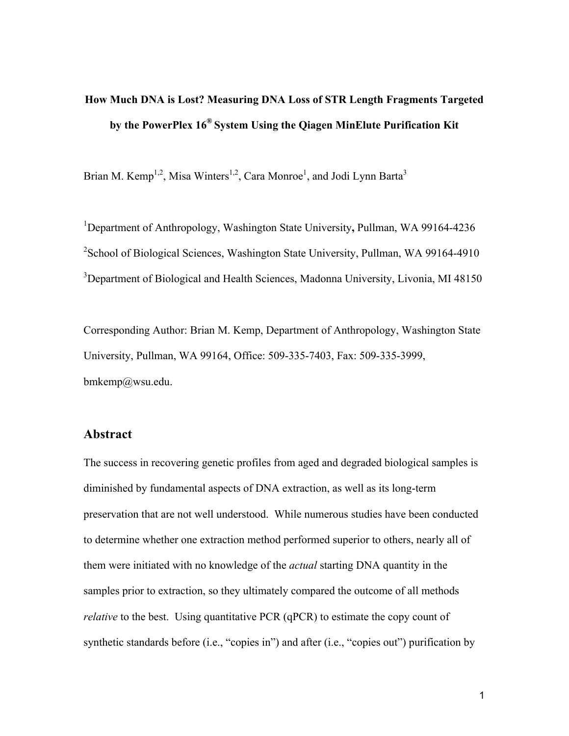**How Much DNA is Lost? Measuring DNA Loss of STR Length Fragments Targeted by the PowerPlex 16® System Using the Qiagen MinElute Purification Kit**

Brian M. Kemp[1,2], Misa Winters[1,2], Cara Monroe[1], and Jodi Lynn Barta[3]

[1]Department of Anthropology, Washington State University**,** Pullman, WA 99164-4236

[2]School of Biological Sciences, Washington State University, Pullman, WA 99164-4910

[3]Department of Biological and Health Sciences, Madonna University, Livonia, MI 48150

Corresponding Author: Brian M. Kemp, Department of Anthropology, Washington State University, Pullman, WA 99164, Office: 509-335-7403, Fax: 509-335-3999, bmkemp@wsu.edu.

## Abstract

The success in recovering genetic profiles from aged and degraded biological samples is diminished by fundamental aspects of DNA extraction, as well as its long-term preservation that are not well understood. While numerous studies have been conducted to determine whether one extraction method performed superior to others, nearly all of them were initiated with no knowledge of the *actual* starting DNA quantity in the samples prior to extraction, so they ultimately compared the outcome of all methods *relative* to the best. Using quantitative PCR (qPCR) to estimate the copy count of synthetic standards before (i.e., "copies in") and after (i.e., "copies out") purification by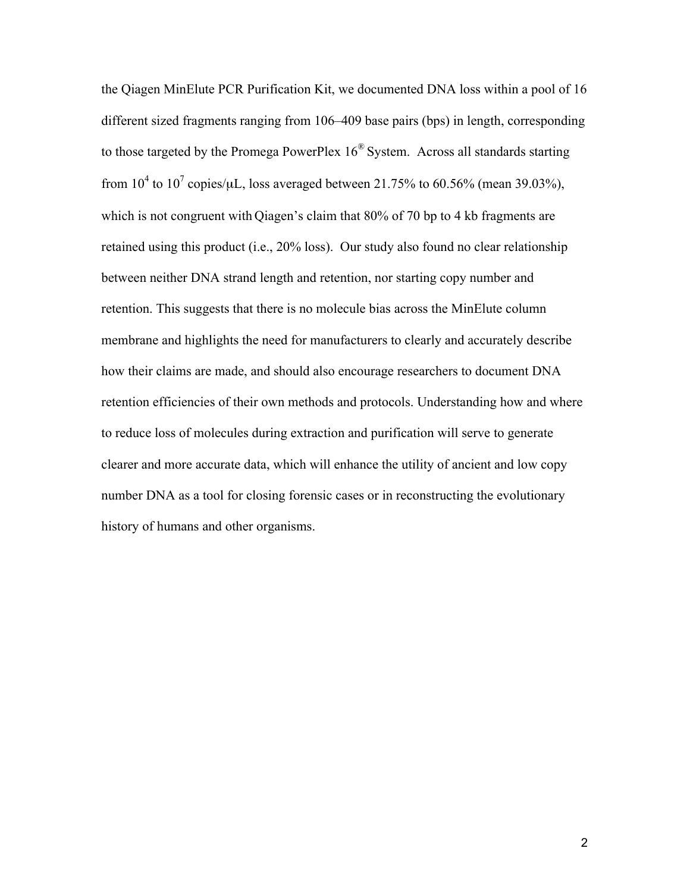the Qiagen MinElute PCR Purification Kit, we documented DNA loss within a pool of 16 different sized fragments ranging from 106–409 base pairs (bps) in length, corresponding to those targeted by the Promega PowerPlex 16® System. Across all standards starting from $10^4$ to $10^7$ copies/μL, loss averaged between 21.75% to 60.56% (mean 39.03%), which is not congruent with Qiagen's claim that 80% of 70 bp to 4 kb fragments are retained using this product (i.e., 20% loss). Our study also found no clear relationship between neither DNA strand length and retention, nor starting copy number and retention. This suggests that there is no molecule bias across the MinElute column membrane and highlights the need for manufacturers to clearly and accurately describe how their claims are made, and should also encourage researchers to document DNA retention efficiencies of their own methods and protocols. Understanding how and where to reduce loss of molecules during extraction and purification will serve to generate clearer and more accurate data, which will enhance the utility of ancient and low copy number DNA as a tool for closing forensic cases or in reconstructing the evolutionary history of humans and other organisms.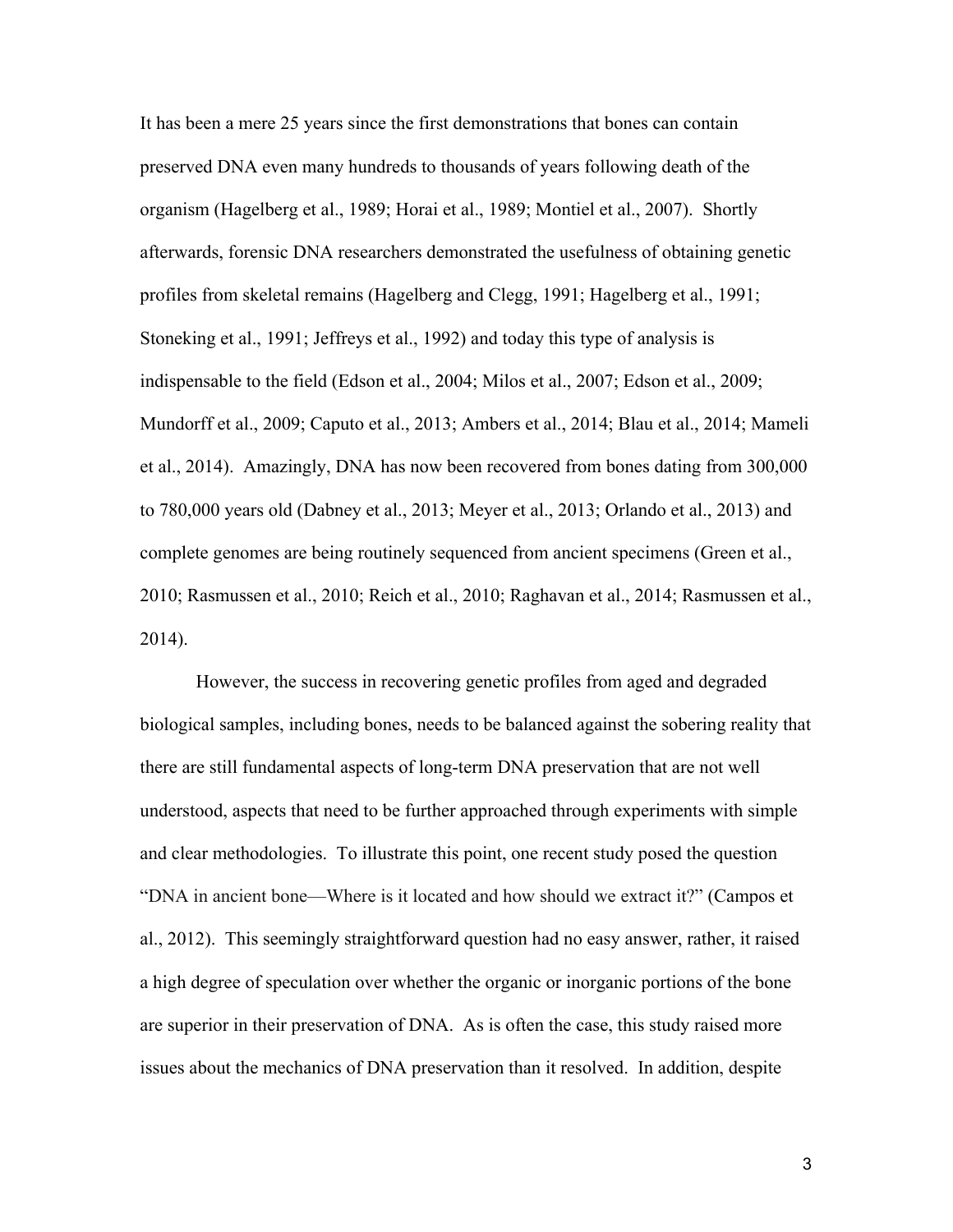It has been a mere 25 years since the first demonstrations that bones can contain preserved DNA even many hundreds to thousands of years following death of the organism (Hagelberg et al., 1989; Horai et al., 1989; Montiel et al., 2007). Shortly afterwards, forensic DNA researchers demonstrated the usefulness of obtaining genetic profiles from skeletal remains (Hagelberg and Clegg, 1991; Hagelberg et al., 1991; Stoneking et al., 1991; Jeffreys et al., 1992) and today this type of analysis is indispensable to the field (Edson et al., 2004; Milos et al., 2007; Edson et al., 2009; Mundorff et al., 2009; Caputo et al., 2013; Ambers et al., 2014; Blau et al., 2014; Mameli et al., 2014). Amazingly, DNA has now been recovered from bones dating from 300,000 to 780,000 years old (Dabney et al., 2013; Meyer et al., 2013; Orlando et al., 2013) and complete genomes are being routinely sequenced from ancient specimens (Green et al., 2010; Rasmussen et al., 2010; Reich et al., 2010; Raghavan et al., 2014; Rasmussen et al., 2014).

However, the success in recovering genetic profiles from aged and degraded biological samples, including bones, needs to be balanced against the sobering reality that there are still fundamental aspects of long-term DNA preservation that are not well understood, aspects that need to be further approached through experiments with simple and clear methodologies. To illustrate this point, one recent study posed the question "DNA in ancient bone—Where is it located and how should we extract it?" (Campos et al., 2012). This seemingly straightforward question had no easy answer, rather, it raised a high degree of speculation over whether the organic or inorganic portions of the bone are superior in their preservation of DNA. As is often the case, this study raised more issues about the mechanics of DNA preservation than it resolved. In addition, despite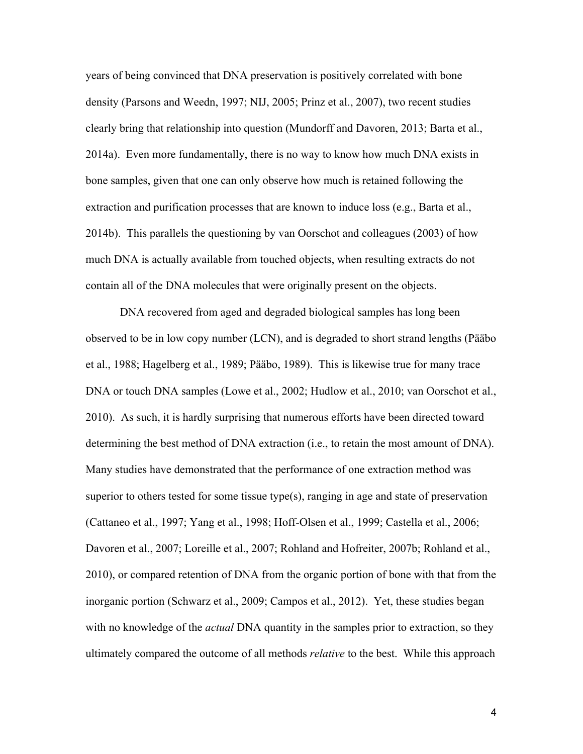years of being convinced that DNA preservation is positively correlated with bone density (Parsons and Weedn, 1997; NIJ, 2005; Prinz et al., 2007), two recent studies clearly bring that relationship into question (Mundorff and Davoren, 2013; Barta et al., 2014a). Even more fundamentally, there is no way to know how much DNA exists in bone samples, given that one can only observe how much is retained following the extraction and purification processes that are known to induce loss (e.g., Barta et al., 2014b). This parallels the questioning by van Oorschot and colleagues (2003) of how much DNA is actually available from touched objects, when resulting extracts do not contain all of the DNA molecules that were originally present on the objects.

DNA recovered from aged and degraded biological samples has long been observed to be in low copy number (LCN), and is degraded to short strand lengths (Pääbo et al., 1988; Hagelberg et al., 1989; Pääbo, 1989). This is likewise true for many trace DNA or touch DNA samples (Lowe et al., 2002; Hudlow et al., 2010; van Oorschot et al., 2010). As such, it is hardly surprising that numerous efforts have been directed toward determining the best method of DNA extraction (i.e., to retain the most amount of DNA). Many studies have demonstrated that the performance of one extraction method was superior to others tested for some tissue type(s), ranging in age and state of preservation (Cattaneo et al., 1997; Yang et al., 1998; Hoff-Olsen et al., 1999; Castella et al., 2006; Davoren et al., 2007; Loreille et al., 2007; Rohland and Hofreiter, 2007b; Rohland et al., 2010), or compared retention of DNA from the organic portion of bone with that from the inorganic portion (Schwarz et al., 2009; Campos et al., 2012). Yet, these studies began with no knowledge of the *actual* DNA quantity in the samples prior to extraction, so they ultimately compared the outcome of all methods *relative* to the best. While this approach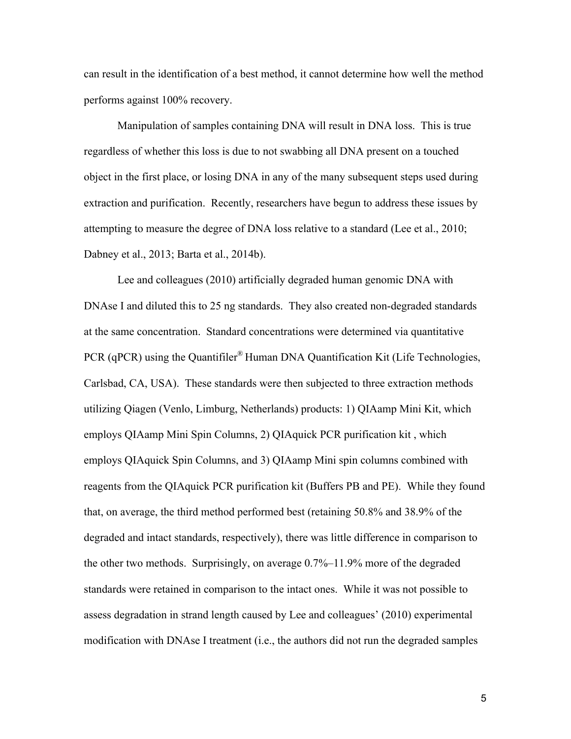can result in the identification of a best method, it cannot determine how well the method performs against 100% recovery.

Manipulation of samples containing DNA will result in DNA loss. This is true regardless of whether this loss is due to not swabbing all DNA present on a touched object in the first place, or losing DNA in any of the many subsequent steps used during extraction and purification. Recently, researchers have begun to address these issues by attempting to measure the degree of DNA loss relative to a standard (Lee et al., 2010; Dabney et al., 2013; Barta et al., 2014b).

Lee and colleagues (2010) artificially degraded human genomic DNA with DNAse I and diluted this to 25 ng standards. They also created non-degraded standards at the same concentration. Standard concentrations were determined via quantitative PCR (qPCR) using the Quantifiler® Human DNA Quantification Kit (Life Technologies, Carlsbad, CA, USA). These standards were then subjected to three extraction methods utilizing Qiagen (Venlo, Limburg, Netherlands) products: 1) QIAamp Mini Kit, which employs QIAamp Mini Spin Columns, 2) QIAquick PCR purification kit , which employs QIAquick Spin Columns, and 3) QIAamp Mini spin columns combined with reagents from the QIAquick PCR purification kit (Buffers PB and PE). While they found that, on average, the third method performed best (retaining 50.8% and 38.9% of the degraded and intact standards, respectively), there was little difference in comparison to the other two methods. Surprisingly, on average 0.7%–11.9% more of the degraded standards were retained in comparison to the intact ones. While it was not possible to assess degradation in strand length caused by Lee and colleagues' (2010) experimental modification with DNAse I treatment (i.e., the authors did not run the degraded samples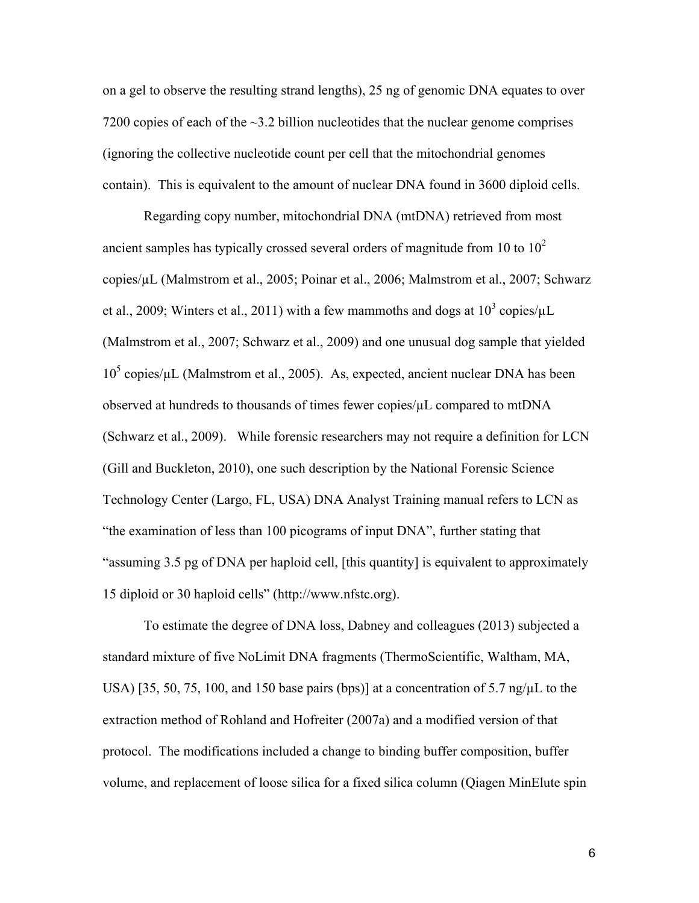on a gel to observe the resulting strand lengths), 25 ng of genomic DNA equates to over 7200 copies of each of the ~3.2 billion nucleotides that the nuclear genome comprises (ignoring the collective nucleotide count per cell that the mitochondrial genomes contain). This is equivalent to the amount of nuclear DNA found in 3600 diploid cells.

Regarding copy number, mitochondrial DNA (mtDNA) retrieved from most ancient samples has typically crossed several orders of magnitude from 10 to $10^2$ copies/µL (Malmstrom et al., 2005; Poinar et al., 2006; Malmstrom et al., 2007; Schwarz et al., 2009; Winters et al., 2011) with a few mammoths and dogs at $10^3$ copies/µL (Malmstrom et al., 2007; Schwarz et al., 2009) and one unusual dog sample that yielded $10^5$ copies/µL (Malmstrom et al., 2005). As, expected, ancient nuclear DNA has been observed at hundreds to thousands of times fewer copies/µL compared to mtDNA (Schwarz et al., 2009). While forensic researchers may not require a definition for LCN (Gill and Buckleton, 2010), one such description by the National Forensic Science Technology Center (Largo, FL, USA) DNA Analyst Training manual refers to LCN as "the examination of less than 100 picograms of input DNA", further stating that "assuming 3.5 pg of DNA per haploid cell, [this quantity] is equivalent to approximately 15 diploid or 30 haploid cells" (http://www.nfstc.org).

To estimate the degree of DNA loss, Dabney and colleagues (2013) subjected a standard mixture of five NoLimit DNA fragments (ThermoScientific, Waltham, MA, USA) [35, 50, 75, 100, and 150 base pairs (bps)] at a concentration of 5.7 ng/µL to the extraction method of Rohland and Hofreiter (2007a) and a modified version of that protocol. The modifications included a change to binding buffer composition, buffer volume, and replacement of loose silica for a fixed silica column (Qiagen MinElute spin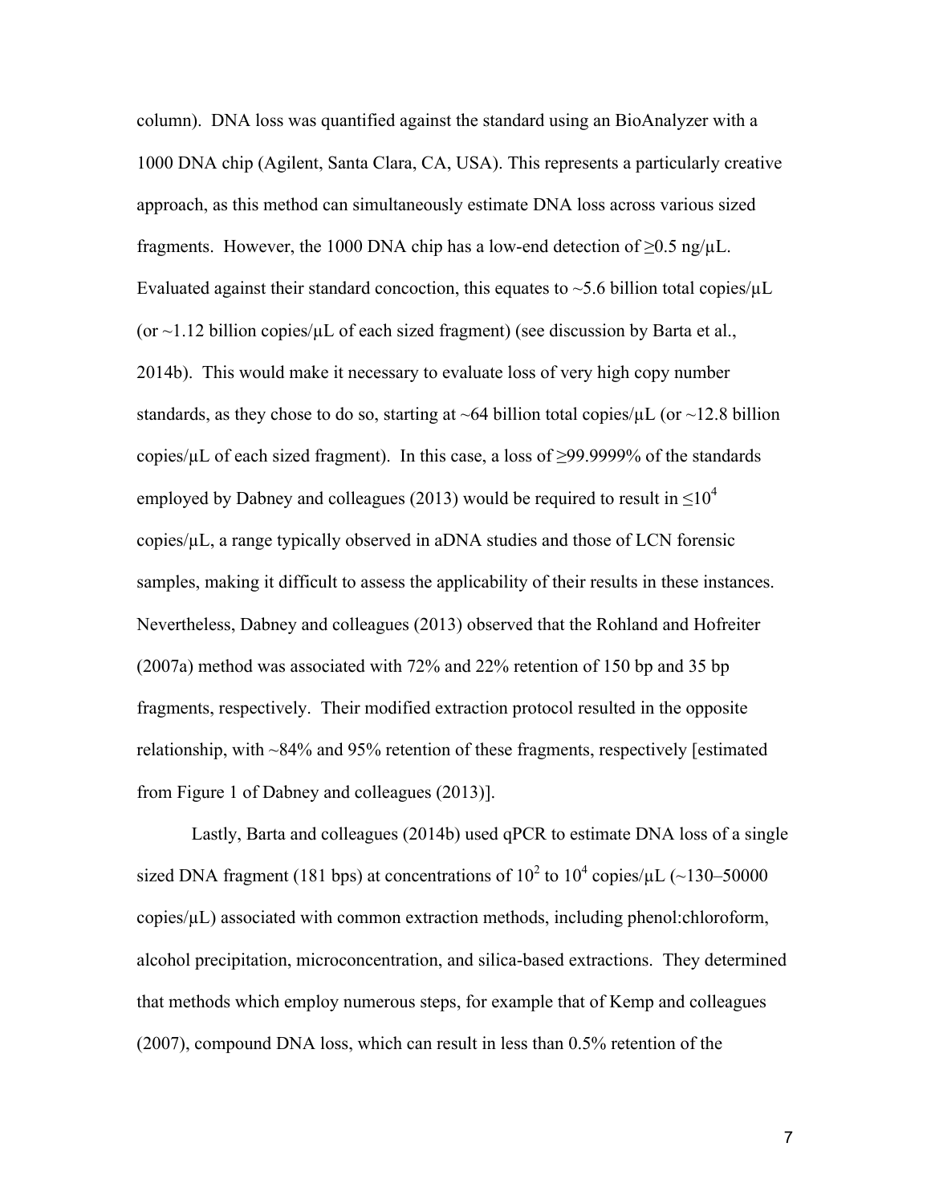column). DNA loss was quantified against the standard using an BioAnalyzer with a 1000 DNA chip (Agilent, Santa Clara, CA, USA). This represents a particularly creative approach, as this method can simultaneously estimate DNA loss across various sized fragments. However, the 1000 DNA chip has a low-end detection of ≥0.5 ng/µL. Evaluated against their standard concoction, this equates to ~5.6 billion total copies/µL (or ~1.12 billion copies/µL of each sized fragment) (see discussion by Barta et al., 2014b). This would make it necessary to evaluate loss of very high copy number standards, as they chose to do so, starting at ~64 billion total copies/µL (or ~12.8 billion copies/µL of each sized fragment). In this case, a loss of ≥99.9999% of the standards employed by Dabney and colleagues (2013) would be required to result in $\leq 10^4$ copies/µL, a range typically observed in aDNA studies and those of LCN forensic samples, making it difficult to assess the applicability of their results in these instances. Nevertheless, Dabney and colleagues (2013) observed that the Rohland and Hofreiter (2007a) method was associated with 72% and 22% retention of 150 bp and 35 bp fragments, respectively. Their modified extraction protocol resulted in the opposite relationship, with ~84% and 95% retention of these fragments, respectively [estimated from Figure 1 of Dabney and colleagues (2013)].

Lastly, Barta and colleagues (2014b) used qPCR to estimate DNA loss of a single sized DNA fragment (181 bps) at concentrations of $10^2$ to $10^4$ copies/µL (~130–50000 copies/µL) associated with common extraction methods, including phenol:chloroform, alcohol precipitation, microconcentration, and silica-based extractions. They determined that methods which employ numerous steps, for example that of Kemp and colleagues (2007), compound DNA loss, which can result in less than 0.5% retention of the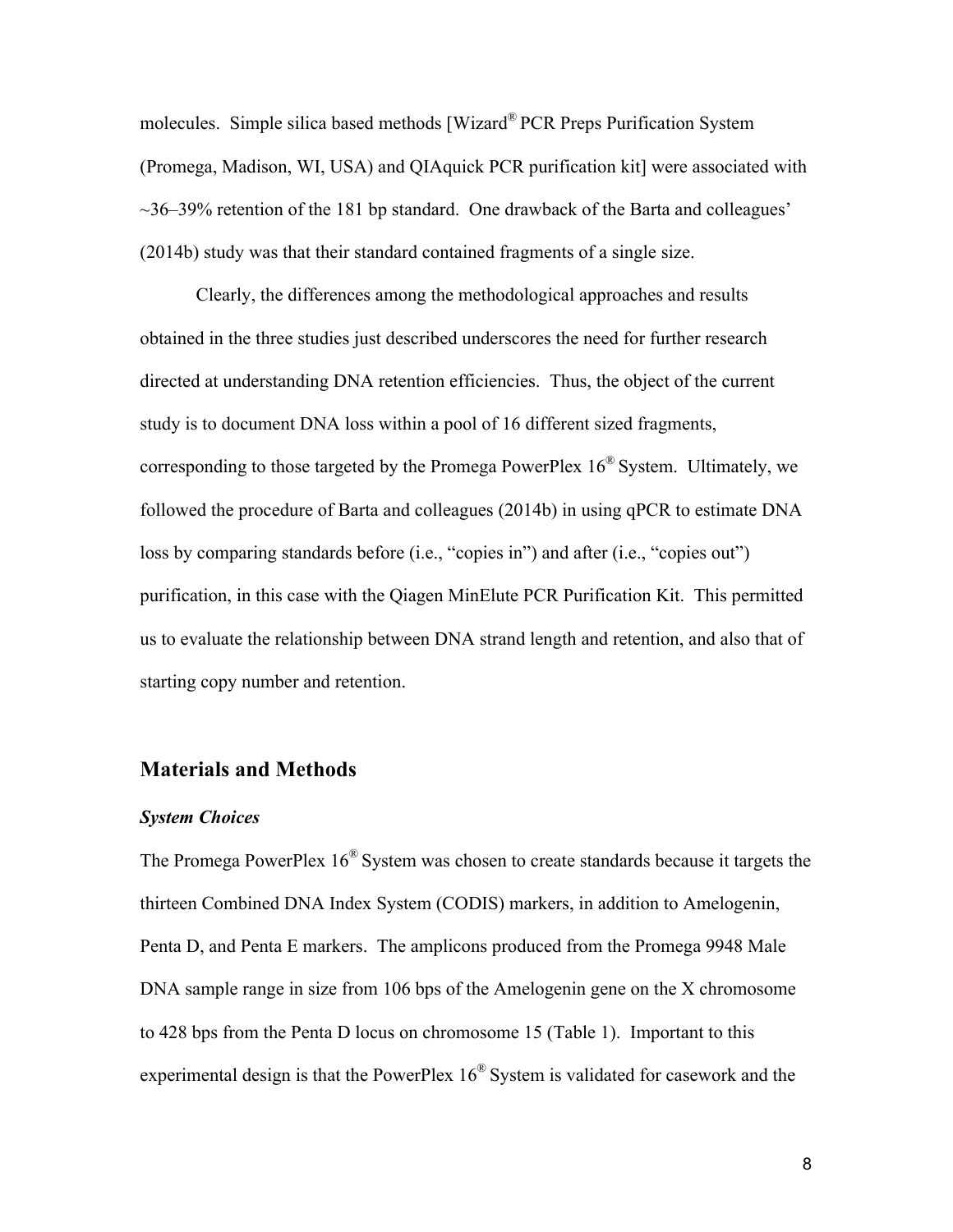molecules. Simple silica based methods [Wizard® PCR Preps Purification System (Promega, Madison, WI, USA) and QIAquick PCR purification kit] were associated with ~36–39% retention of the 181 bp standard. One drawback of the Barta and colleagues' (2014b) study was that their standard contained fragments of a single size.

Clearly, the differences among the methodological approaches and results obtained in the three studies just described underscores the need for further research directed at understanding DNA retention efficiencies. Thus, the object of the current study is to document DNA loss within a pool of 16 different sized fragments, corresponding to those targeted by the Promega PowerPlex 16® System. Ultimately, we followed the procedure of Barta and colleagues (2014b) in using qPCR to estimate DNA loss by comparing standards before (i.e., "copies in") and after (i.e., "copies out") purification, in this case with the Qiagen MinElute PCR Purification Kit. This permitted us to evaluate the relationship between DNA strand length and retention, and also that of starting copy number and retention.

## Materials and Methods

### *System Choices*

The Promega PowerPlex 16® System was chosen to create standards because it targets the thirteen Combined DNA Index System (CODIS) markers, in addition to Amelogenin, Penta D, and Penta E markers. The amplicons produced from the Promega 9948 Male DNA sample range in size from 106 bps of the Amelogenin gene on the X chromosome to 428 bps from the Penta D locus on chromosome 15 (Table 1). Important to this experimental design is that the PowerPlex 16® System is validated for casework and the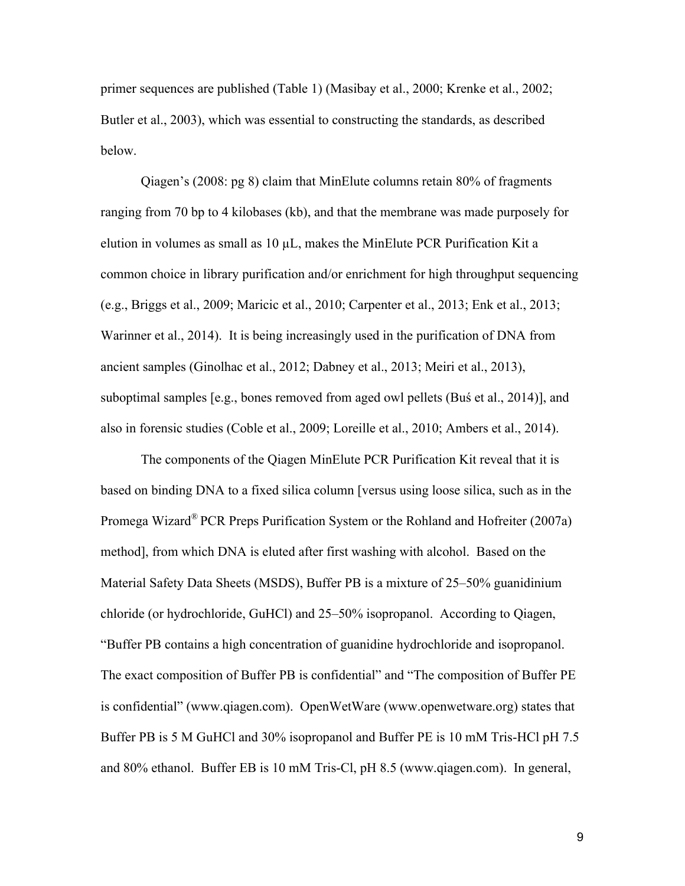primer sequences are published (Table 1) (Masibay et al., 2000; Krenke et al., 2002; Butler et al., 2003), which was essential to constructing the standards, as described below.

Qiagen's (2008: pg 8) claim that MinElute columns retain 80% of fragments ranging from 70 bp to 4 kilobases (kb), and that the membrane was made purposely for elution in volumes as small as 10 µL, makes the MinElute PCR Purification Kit a common choice in library purification and/or enrichment for high throughput sequencing (e.g., Briggs et al., 2009; Maricic et al., 2010; Carpenter et al., 2013; Enk et al., 2013; Warinner et al., 2014). It is being increasingly used in the purification of DNA from ancient samples (Ginolhac et al., 2012; Dabney et al., 2013; Meiri et al., 2013), suboptimal samples [e.g., bones removed from aged owl pellets (Buś et al., 2014)], and also in forensic studies (Coble et al., 2009; Loreille et al., 2010; Ambers et al., 2014).

The components of the Qiagen MinElute PCR Purification Kit reveal that it is based on binding DNA to a fixed silica column [versus using loose silica, such as in the Promega Wizard® PCR Preps Purification System or the Rohland and Hofreiter (2007a) method], from which DNA is eluted after first washing with alcohol. Based on the Material Safety Data Sheets (MSDS), Buffer PB is a mixture of 25–50% guanidinium chloride (or hydrochloride, GuHCl) and 25–50% isopropanol. According to Qiagen, "Buffer PB contains a high concentration of guanidine hydrochloride and isopropanol. The exact composition of Buffer PB is confidential" and "The composition of Buffer PE is confidential" (www.qiagen.com). OpenWetWare (www.openwetware.org) states that Buffer PB is 5 M GuHCl and 30% isopropanol and Buffer PE is 10 mM Tris-HCl pH 7.5 and 80% ethanol. Buffer EB is 10 mM Tris-Cl, pH 8.5 (www.qiagen.com). In general,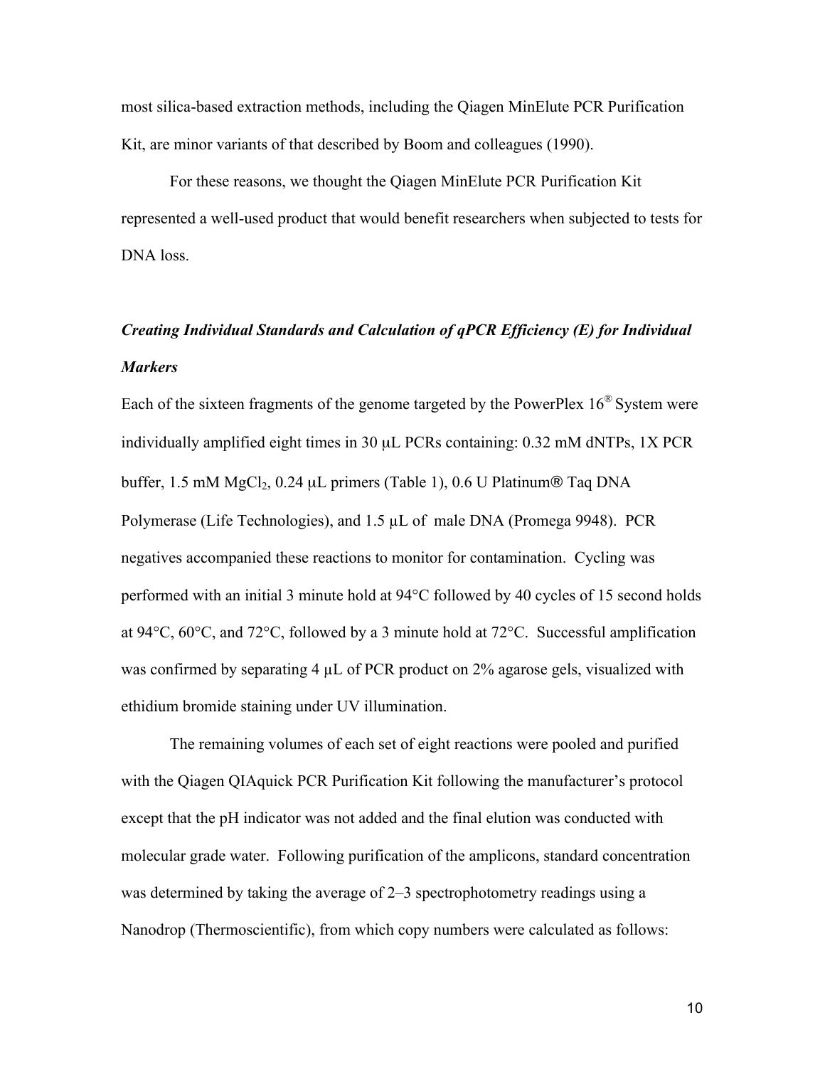most silica-based extraction methods, including the Qiagen MinElute PCR Purification Kit, are minor variants of that described by Boom and colleagues (1990).

For these reasons, we thought the Qiagen MinElute PCR Purification Kit represented a well-used product that would benefit researchers when subjected to tests for DNA loss.

### *Creating Individual Standards and Calculation of qPCR Efficiency (E) for Individual Markers*

Each of the sixteen fragments of the genome targeted by the PowerPlex 16® System were individually amplified eight times in 30 μL PCRs containing: 0.32 mM dNTPs, 1X PCR buffer, 1.5 mM $MgCl_2$, 0.24 μL primers (Table 1), 0.6 U Platinum® Taq DNA Polymerase (Life Technologies), and 1.5 μL of male DNA (Promega 9948). PCR negatives accompanied these reactions to monitor for contamination. Cycling was performed with an initial 3 minute hold at 94°C followed by 40 cycles of 15 second holds at 94°C, 60°C, and 72°C, followed by a 3 minute hold at 72°C. Successful amplification was confirmed by separating 4 μL of PCR product on 2% agarose gels, visualized with ethidium bromide staining under UV illumination.

The remaining volumes of each set of eight reactions were pooled and purified with the Qiagen QIAquick PCR Purification Kit following the manufacturer's protocol except that the pH indicator was not added and the final elution was conducted with molecular grade water. Following purification of the amplicons, standard concentration was determined by taking the average of 2–3 spectrophotometry readings using a Nanodrop (Thermoscientific), from which copy numbers were calculated as follows: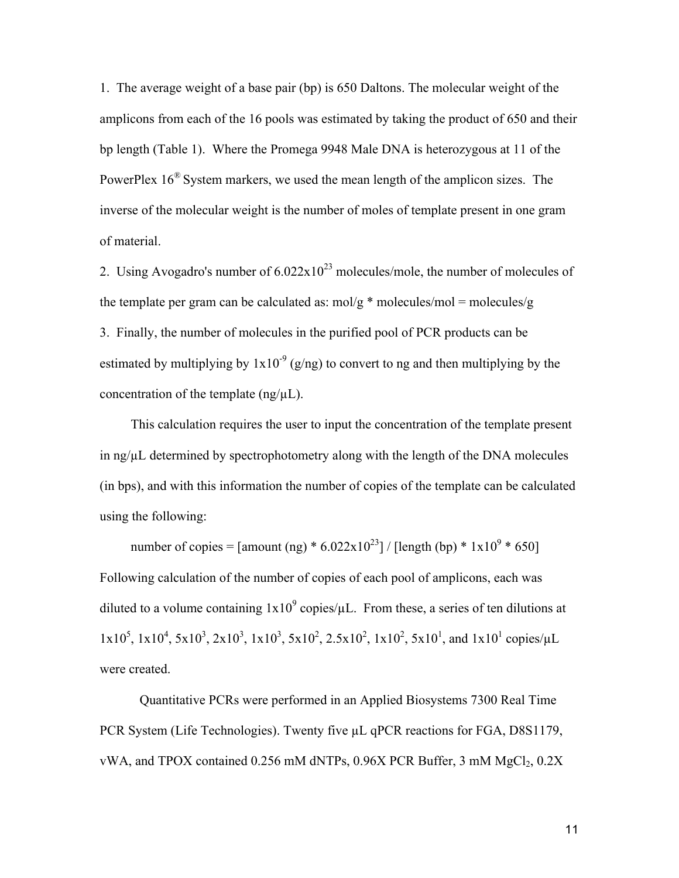1. The average weight of a base pair (bp) is 650 Daltons. The molecular weight of the amplicons from each of the 16 pools was estimated by taking the product of 650 and their bp length (Table 1). Where the Promega 9948 Male DNA is heterozygous at 11 of the PowerPlex 16® System markers, we used the mean length of the amplicon sizes. The inverse of the molecular weight is the number of moles of template present in one gram of material.

2. Using Avogadro's number of $6.022 \times 10^{23}$ molecules/mole, the number of molecules of the template per gram can be calculated as: mol/g * molecules/mol = molecules/g

3. Finally, the number of molecules in the purified pool of PCR products can be estimated by multiplying by $1 \times 10^{-9}$ (g/ng) to convert to ng and then multiplying by the concentration of the template (ng/µL).

This calculation requires the user to input the concentration of the template present in ng/µL determined by spectrophotometry along with the length of the DNA molecules (in bps), and with this information the number of copies of the template can be calculated using the following:

$$\text{number of copies} = [\text{amount (ng)} * 6.022 \times 10^{23}] / [\text{length (bp)} * 1 \times 10^{9} * 650]$$

Following calculation of the number of copies of each pool of amplicons, each was diluted to a volume containing $1 \times 10^{9}$ copies/µL. From these, a series of ten dilutions at $1 \times 10^{5}$, $1 \times 10^{4}$, $5 \times 10^{3}$, $2 \times 10^{3}$, $1 \times 10^{3}$, $5 \times 10^{2}$, $2.5 \times 10^{2}$, $1 \times 10^{2}$, $5 \times 10^{1}$, and $1 \times 10^{1}$ copies/µL were created.

Quantitative PCRs were performed in an Applied Biosystems 7300 Real Time PCR System (Life Technologies). Twenty five µL qPCR reactions for FGA, D8S1179, vWA, and TPOX contained 0.256 mM dNTPs, 0.96X PCR Buffer, 3 mM $MgCl_2$, 0.2X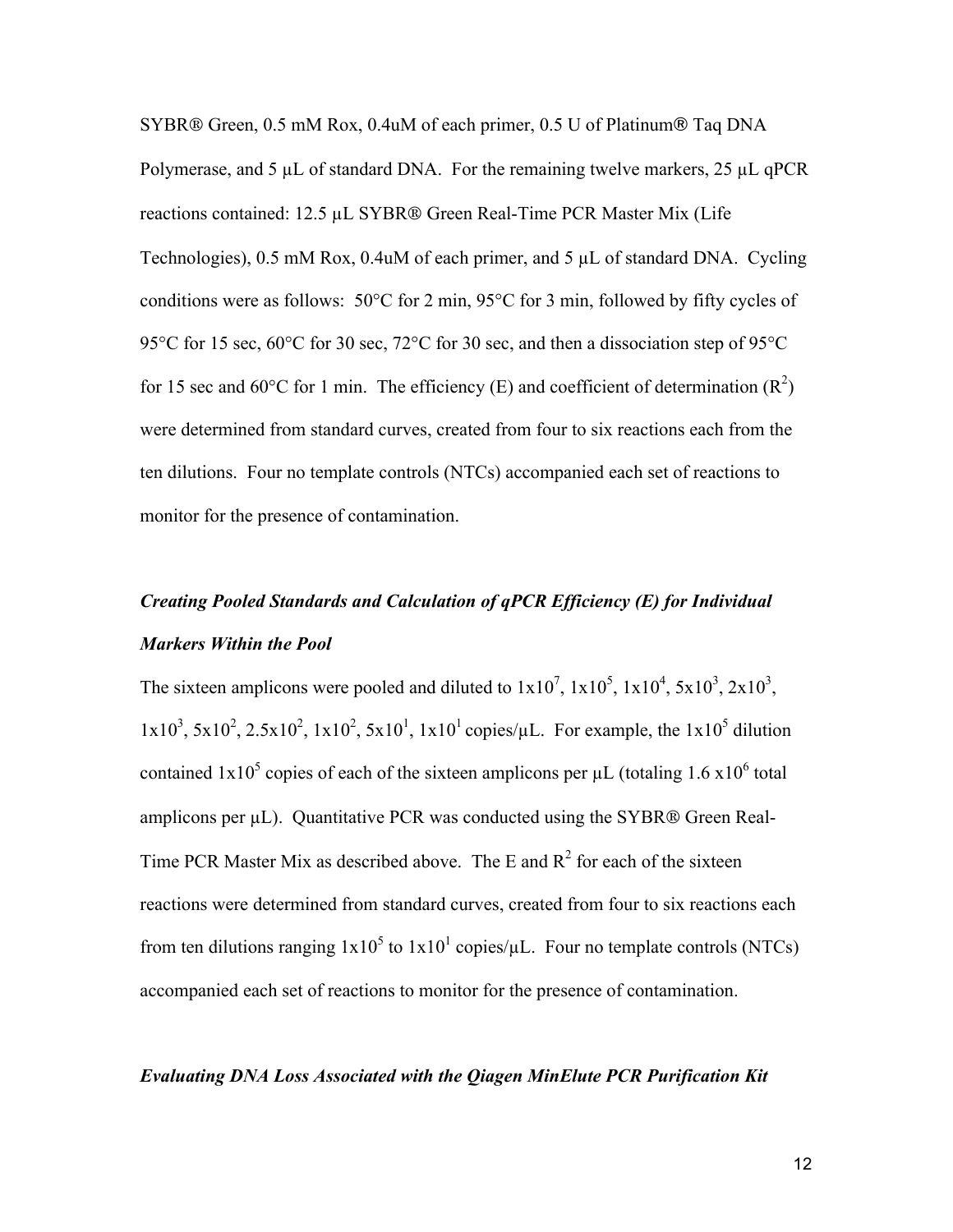SYBR® Green, 0.5 mM Rox, 0.4uM of each primer, 0.5 U of Platinum® Taq DNA Polymerase, and 5 μL of standard DNA. For the remaining twelve markers, 25 μL qPCR reactions contained: 12.5 μL SYBR® Green Real-Time PCR Master Mix (Life Technologies), 0.5 mM Rox, 0.4uM of each primer, and 5 μL of standard DNA. Cycling conditions were as follows: 50°C for 2 min, 95°C for 3 min, followed by fifty cycles of 95°C for 15 sec, 60°C for 30 sec, 72°C for 30 sec, and then a dissociation step of 95°C for 15 sec and 60°C for 1 min. The efficiency (E) and coefficient of determination ($R^2$) were determined from standard curves, created from four to six reactions each from the ten dilutions. Four no template controls (NTCs) accompanied each set of reactions to monitor for the presence of contamination.

### *Creating Pooled Standards and Calculation of qPCR Efficiency (E) for Individual Markers Within the Pool*

The sixteen amplicons were pooled and diluted to $1x10^7$, $1x10^5$, $1x10^4$, $5x10^3$, $2x10^3$, $1x10^3$, $5x10^2$, $2.5x10^2$, $1x10^2$, $5x10^1$, $1x10^1$ copies/μL. For example, the $1x10^5$ dilution contained $1x10^5$ copies of each of the sixteen amplicons per μL (totaling $1.6 \, x10^6$ total amplicons per μL). Quantitative PCR was conducted using the SYBR® Green Real-Time PCR Master Mix as described above. The E and $R^2$ for each of the sixteen reactions were determined from standard curves, created from four to six reactions each from ten dilutions ranging $1x10^5$ to $1x10^1$ copies/μL. Four no template controls (NTCs) accompanied each set of reactions to monitor for the presence of contamination.

### *Evaluating DNA Loss Associated with the Qiagen MinElute PCR Purification Kit*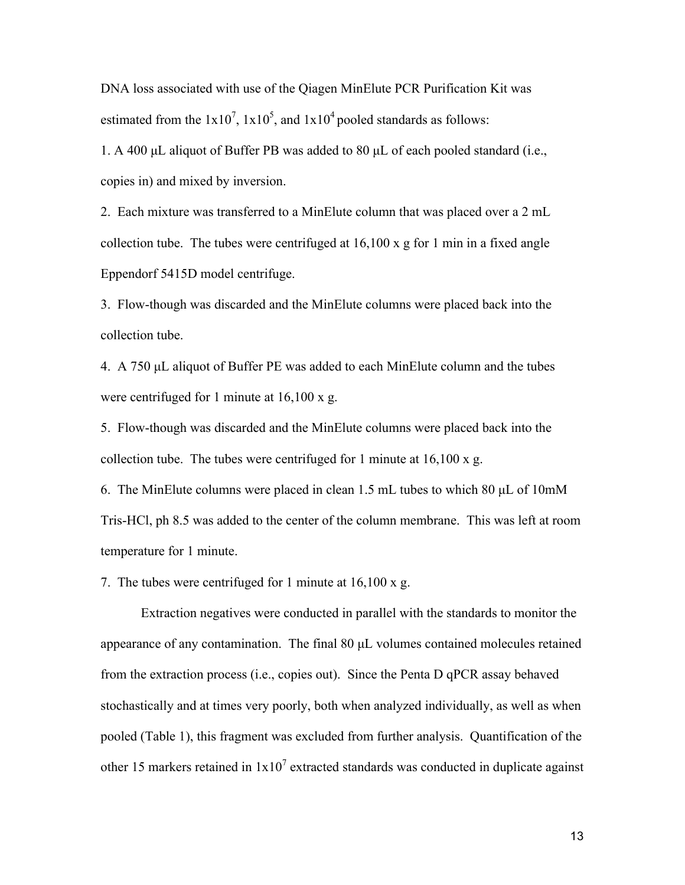DNA loss associated with use of the Qiagen MinElute PCR Purification Kit was estimated from the $1x10^7$, $1x10^5$, and $1x10^4$ pooled standards as follows:

1. A 400 µL aliquot of Buffer PB was added to 80 µL of each pooled standard (i.e., copies in) and mixed by inversion.
2. Each mixture was transferred to a MinElute column that was placed over a 2 mL collection tube. The tubes were centrifuged at 16,100 x g for 1 min in a fixed angle Eppendorf 5415D model centrifuge.
3. Flow-though was discarded and the MinElute columns were placed back into the collection tube.
4. A 750 µL aliquot of Buffer PE was added to each MinElute column and the tubes were centrifuged for 1 minute at 16,100 x g.
5. Flow-though was discarded and the MinElute columns were placed back into the collection tube. The tubes were centrifuged for 1 minute at 16,100 x g.
6. The MinElute columns were placed in clean 1.5 mL tubes to which 80 µL of 10mM Tris-HCl, ph 8.5 was added to the center of the column membrane. This was left at room temperature for 1 minute.
7. The tubes were centrifuged for 1 minute at 16,100 x g.

Extraction negatives were conducted in parallel with the standards to monitor the appearance of any contamination. The final 80 µL volumes contained molecules retained from the extraction process (i.e., copies out). Since the Penta D qPCR assay behaved stochastically and at times very poorly, both when analyzed individually, as well as when pooled (Table 1), this fragment was excluded from further analysis. Quantification of the other 15 markers retained in $1x10^7$ extracted standards was conducted in duplicate against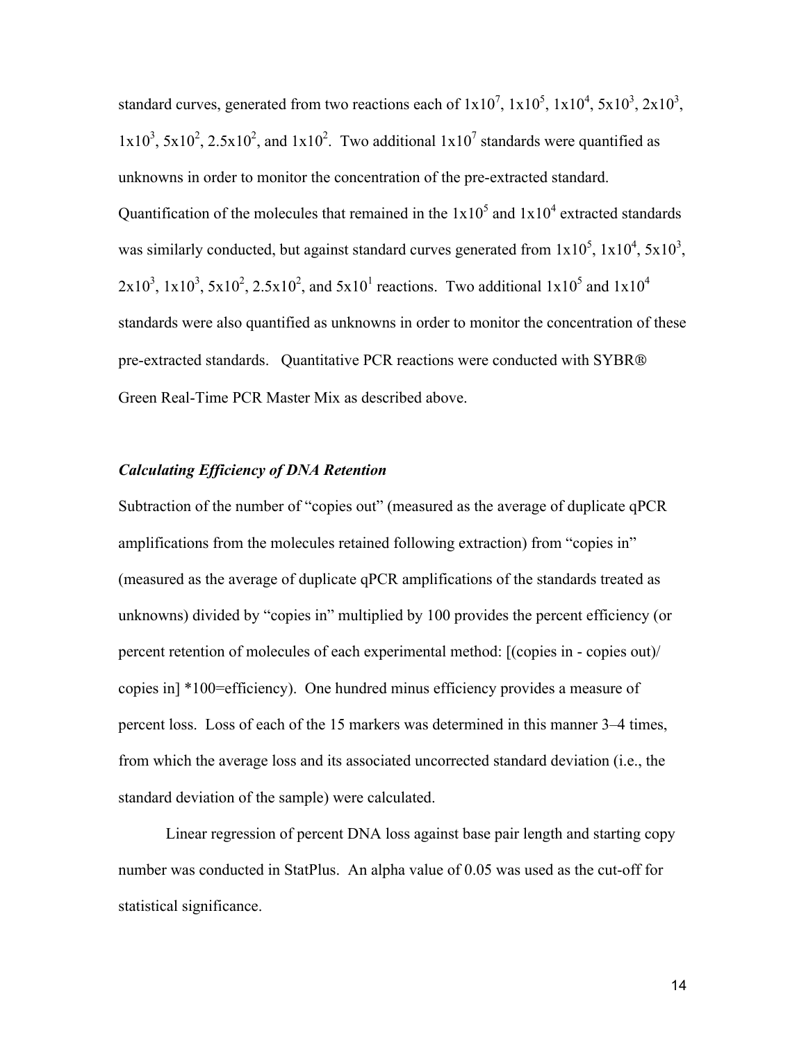standard curves, generated from two reactions each of $1x10^7$, $1x10^5$, $1x10^4$, $5x10^3$, $2x10^3$, $1x10^3$, $5x10^2$, $2.5x10^2$, and $1x10^2$. Two additional $1x10^7$ standards were quantified as unknowns in order to monitor the concentration of the pre-extracted standard. Quantification of the molecules that remained in the $1x10^5$ and $1x10^4$ extracted standards was similarly conducted, but against standard curves generated from $1x10^5$, $1x10^4$, $5x10^3$, $2x10^3$, $1x10^3$, $5x10^2$, $2.5x10^2$, and $5x10^1$ reactions. Two additional $1x10^5$ and $1x10^4$ standards were also quantified as unknowns in order to monitor the concentration of these pre-extracted standards. Quantitative PCR reactions were conducted with SYBR® Green Real-Time PCR Master Mix as described above.

### *Calculating Efficiency of DNA Retention*

Subtraction of the number of "copies out" (measured as the average of duplicate qPCR amplifications from the molecules retained following extraction) from "copies in" (measured as the average of duplicate qPCR amplifications of the standards treated as unknowns) divided by "copies in" multiplied by 100 provides the percent efficiency (or percent retention of molecules of each experimental method: [(copies in - copies out)/ copies in] *100=efficiency). One hundred minus efficiency provides a measure of percent loss. Loss of each of the 15 markers was determined in this manner 3–4 times, from which the average loss and its associated uncorrected standard deviation (i.e., the standard deviation of the sample) were calculated.

Linear regression of percent DNA loss against base pair length and starting copy number was conducted in StatPlus. An alpha value of 0.05 was used as the cut-off for statistical significance.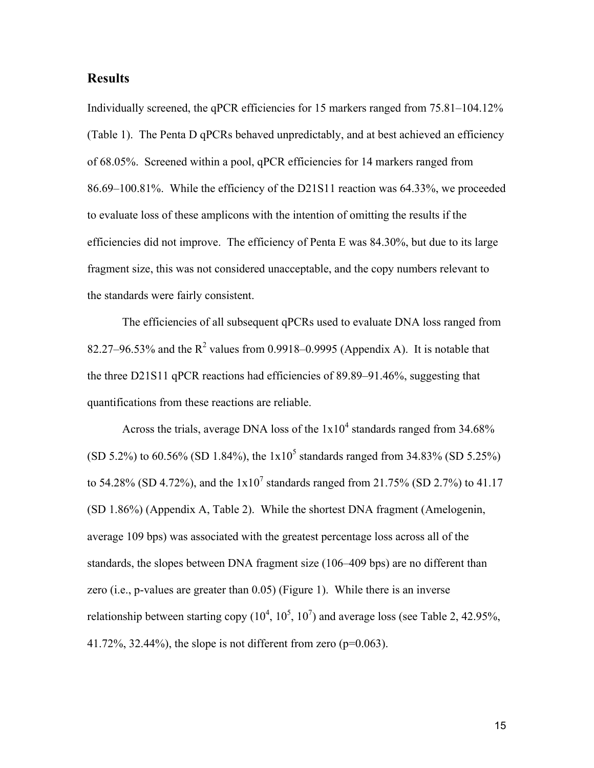## Results

Individually screened, the qPCR efficiencies for 15 markers ranged from 75.81–104.12% (Table 1). The Penta D qPCRs behaved unpredictably, and at best achieved an efficiency of 68.05%. Screened within a pool, qPCR efficiencies for 14 markers ranged from 86.69–100.81%. While the efficiency of the D21S11 reaction was 64.33%, we proceeded to evaluate loss of these amplicons with the intention of omitting the results if the efficiencies did not improve. The efficiency of Penta E was 84.30%, but due to its large fragment size, this was not considered unacceptable, and the copy numbers relevant to the standards were fairly consistent.

The efficiencies of all subsequent qPCRs used to evaluate DNA loss ranged from 82.27–96.53% and the $R^2$ values from 0.9918–0.9995 (Appendix A). It is notable that the three D21S11 qPCR reactions had efficiencies of 89.89–91.46%, suggesting that quantifications from these reactions are reliable.

Across the trials, average DNA loss of the $1 \times 10^4$ standards ranged from 34.68% (SD 5.2%) to 60.56% (SD 1.84%), the $1 \times 10^5$ standards ranged from 34.83% (SD 5.25%) to 54.28% (SD 4.72%), and the $1 \times 10^7$ standards ranged from 21.75% (SD 2.7%) to 41.17 (SD 1.86%) (Appendix A, Table 2). While the shortest DNA fragment (Amelogenin, average 109 bps) was associated with the greatest percentage loss across all of the standards, the slopes between DNA fragment size (106–409 bps) are no different than zero (i.e., p-values are greater than 0.05) (Figure 1). While there is an inverse relationship between starting copy ($10^4$, $10^5$, $10^7$) and average loss (see Table 2, 42.95%, 41.72%, 32.44%), the slope is not different from zero ($p=0.063$).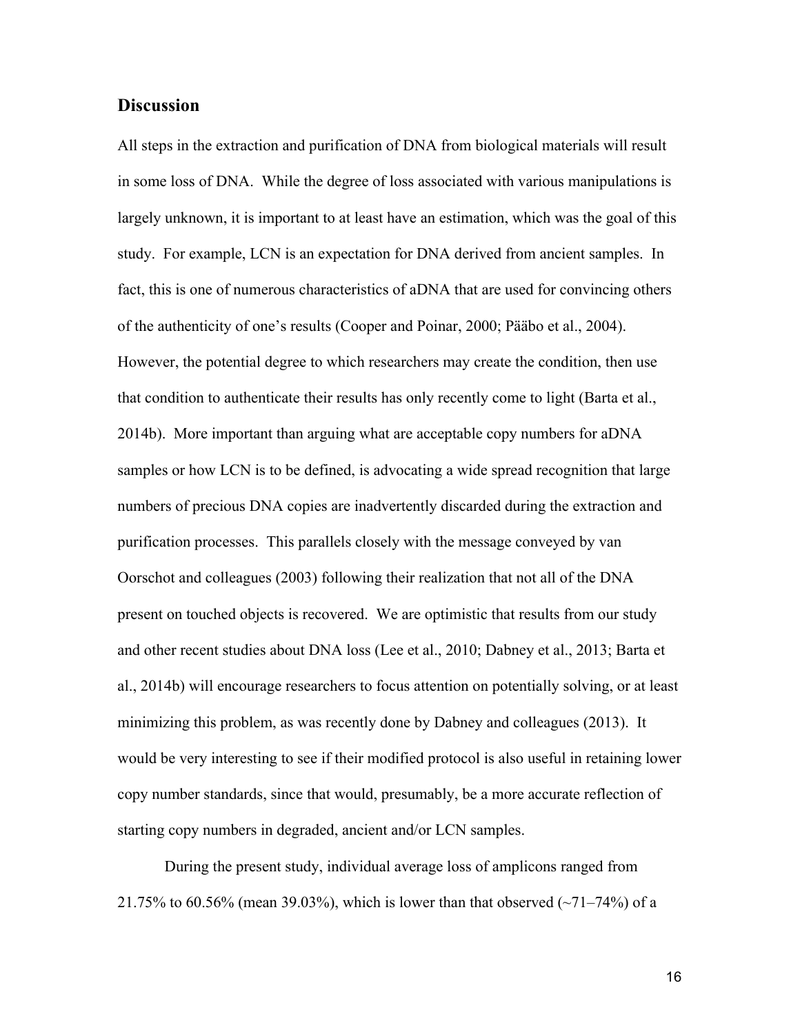## Discussion

All steps in the extraction and purification of DNA from biological materials will result in some loss of DNA. While the degree of loss associated with various manipulations is largely unknown, it is important to at least have an estimation, which was the goal of this study. For example, LCN is an expectation for DNA derived from ancient samples. In fact, this is one of numerous characteristics of aDNA that are used for convincing others of the authenticity of one's results (Cooper and Poinar, 2000; Pääbo et al., 2004). However, the potential degree to which researchers may create the condition, then use that condition to authenticate their results has only recently come to light (Barta et al., 2014b). More important than arguing what are acceptable copy numbers for aDNA samples or how LCN is to be defined, is advocating a wide spread recognition that large numbers of precious DNA copies are inadvertently discarded during the extraction and purification processes. This parallels closely with the message conveyed by van Oorschot and colleagues (2003) following their realization that not all of the DNA present on touched objects is recovered. We are optimistic that results from our study and other recent studies about DNA loss (Lee et al., 2010; Dabney et al., 2013; Barta et al., 2014b) will encourage researchers to focus attention on potentially solving, or at least minimizing this problem, as was recently done by Dabney and colleagues (2013). It would be very interesting to see if their modified protocol is also useful in retaining lower copy number standards, since that would, presumably, be a more accurate reflection of starting copy numbers in degraded, ancient and/or LCN samples.

During the present study, individual average loss of amplicons ranged from 21.75% to 60.56% (mean 39.03%), which is lower than that observed (~71–74%) of a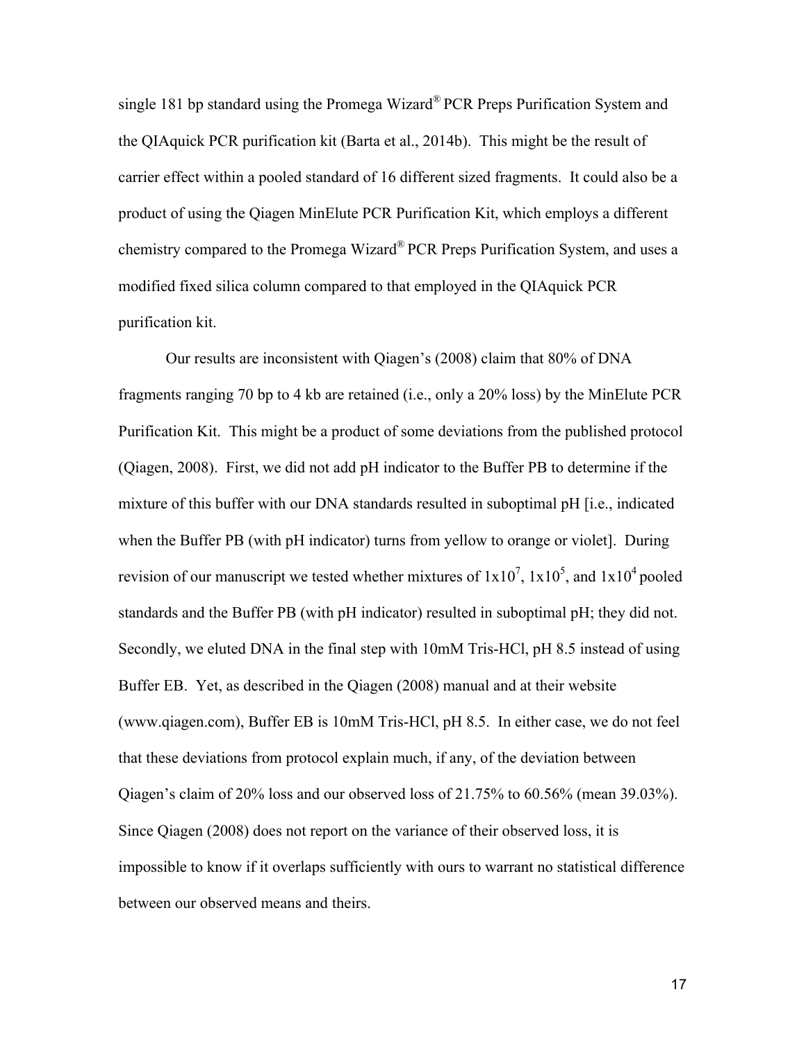single 181 bp standard using the Promega Wizard® PCR Preps Purification System and the QIAquick PCR purification kit (Barta et al., 2014b). This might be the result of carrier effect within a pooled standard of 16 different sized fragments. It could also be a product of using the Qiagen MinElute PCR Purification Kit, which employs a different chemistry compared to the Promega Wizard® PCR Preps Purification System, and uses a modified fixed silica column compared to that employed in the QIAquick PCR purification kit.

Our results are inconsistent with Qiagen's (2008) claim that 80% of DNA fragments ranging 70 bp to 4 kb are retained (i.e., only a 20% loss) by the MinElute PCR Purification Kit. This might be a product of some deviations from the published protocol (Qiagen, 2008). First, we did not add pH indicator to the Buffer PB to determine if the mixture of this buffer with our DNA standards resulted in suboptimal pH [i.e., indicated when the Buffer PB (with pH indicator) turns from yellow to orange or violet]. During revision of our manuscript we tested whether mixtures of $1 \times 10^7$, $1 \times 10^5$, and $1 \times 10^4$ pooled standards and the Buffer PB (with pH indicator) resulted in suboptimal pH; they did not. Secondly, we eluted DNA in the final step with 10mM Tris-HCl, pH 8.5 instead of using Buffer EB. Yet, as described in the Qiagen (2008) manual and at their website (www.qiagen.com), Buffer EB is 10mM Tris-HCl, pH 8.5. In either case, we do not feel that these deviations from protocol explain much, if any, of the deviation between Qiagen's claim of 20% loss and our observed loss of 21.75% to 60.56% (mean 39.03%). Since Qiagen (2008) does not report on the variance of their observed loss, it is impossible to know if it overlaps sufficiently with ours to warrant no statistical difference between our observed means and theirs.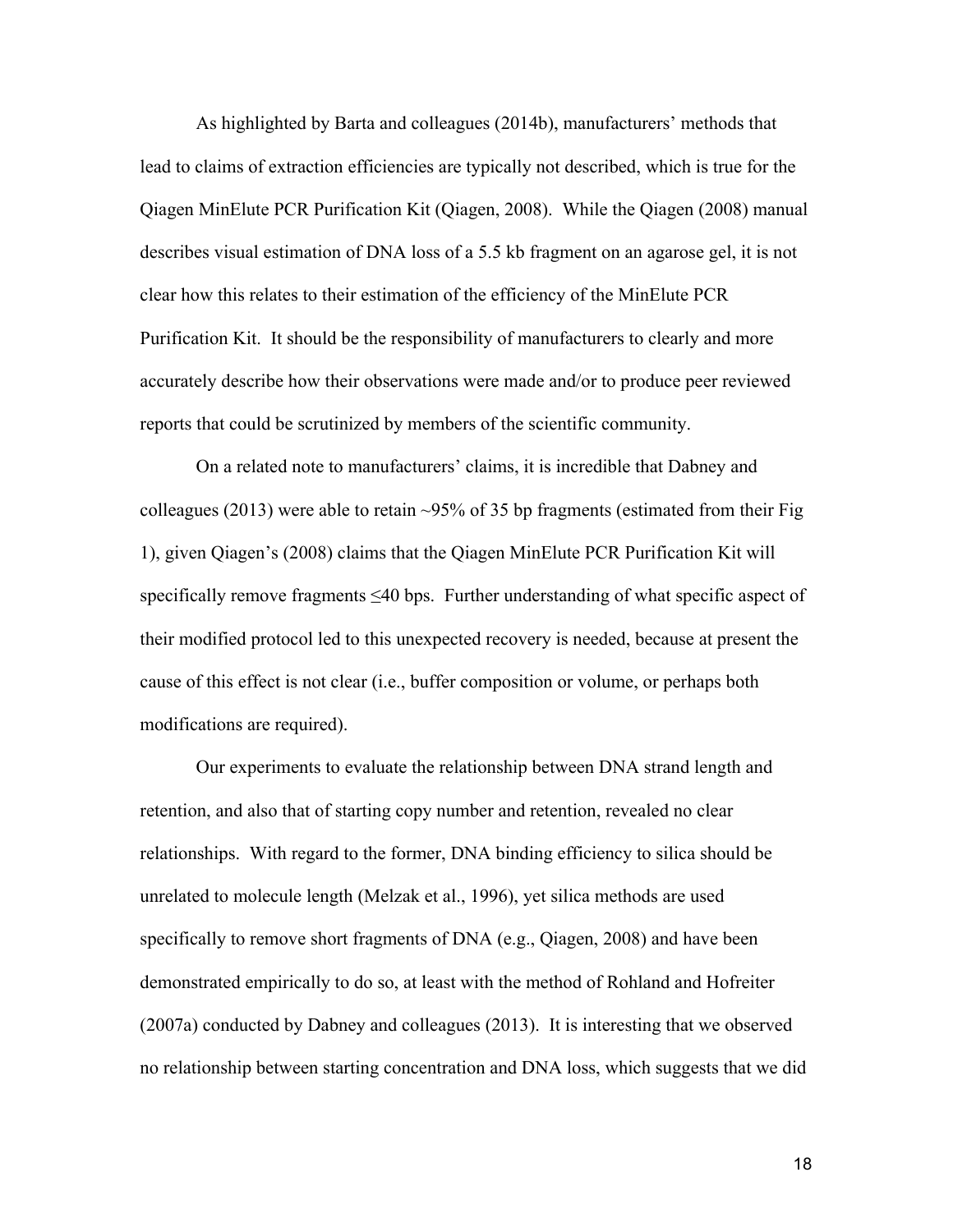As highlighted by Barta and colleagues (2014b), manufacturers' methods that lead to claims of extraction efficiencies are typically not described, which is true for the Qiagen MinElute PCR Purification Kit (Qiagen, 2008). While the Qiagen (2008) manual describes visual estimation of DNA loss of a 5.5 kb fragment on an agarose gel, it is not clear how this relates to their estimation of the efficiency of the MinElute PCR Purification Kit. It should be the responsibility of manufacturers to clearly and more accurately describe how their observations were made and/or to produce peer reviewed reports that could be scrutinized by members of the scientific community.

On a related note to manufacturers' claims, it is incredible that Dabney and colleagues (2013) were able to retain ~95% of 35 bp fragments (estimated from their Fig 1), given Qiagen's (2008) claims that the Qiagen MinElute PCR Purification Kit will specifically remove fragments ≤40 bps. Further understanding of what specific aspect of their modified protocol led to this unexpected recovery is needed, because at present the cause of this effect is not clear (i.e., buffer composition or volume, or perhaps both modifications are required).

Our experiments to evaluate the relationship between DNA strand length and retention, and also that of starting copy number and retention, revealed no clear relationships. With regard to the former, DNA binding efficiency to silica should be unrelated to molecule length (Melzak et al., 1996), yet silica methods are used specifically to remove short fragments of DNA (e.g., Qiagen, 2008) and have been demonstrated empirically to do so, at least with the method of Rohland and Hofreiter (2007a) conducted by Dabney and colleagues (2013). It is interesting that we observed no relationship between starting concentration and DNA loss, which suggests that we did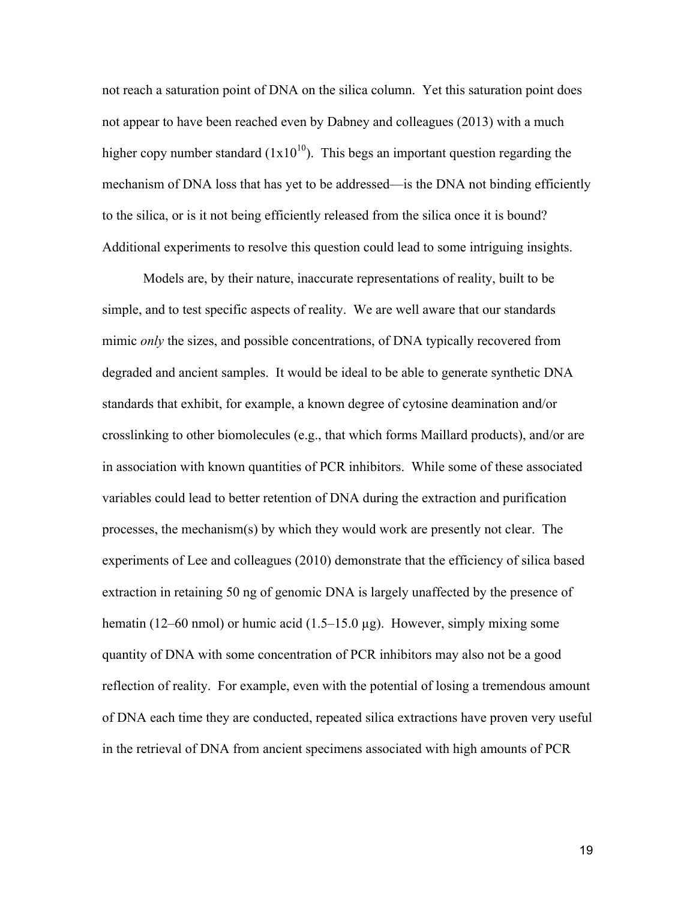not reach a saturation point of DNA on the silica column. Yet this saturation point does not appear to have been reached even by Dabney and colleagues (2013) with a much higher copy number standard ($1x10^{10}$). This begs an important question regarding the mechanism of DNA loss that has yet to be addressed—is the DNA not binding efficiently to the silica, or is it not being efficiently released from the silica once it is bound? Additional experiments to resolve this question could lead to some intriguing insights.

Models are, by their nature, inaccurate representations of reality, built to be simple, and to test specific aspects of reality. We are well aware that our standards mimic *only* the sizes, and possible concentrations, of DNA typically recovered from degraded and ancient samples. It would be ideal to be able to generate synthetic DNA standards that exhibit, for example, a known degree of cytosine deamination and/or crosslinking to other biomolecules (e.g., that which forms Maillard products), and/or are in association with known quantities of PCR inhibitors. While some of these associated variables could lead to better retention of DNA during the extraction and purification processes, the mechanism(s) by which they would work are presently not clear. The experiments of Lee and colleagues (2010) demonstrate that the efficiency of silica based extraction in retaining 50 ng of genomic DNA is largely unaffected by the presence of hematin (12–60 nmol) or humic acid (1.5–15.0 µg). However, simply mixing some quantity of DNA with some concentration of PCR inhibitors may also not be a good reflection of reality. For example, even with the potential of losing a tremendous amount of DNA each time they are conducted, repeated silica extractions have proven very useful in the retrieval of DNA from ancient specimens associated with high amounts of PCR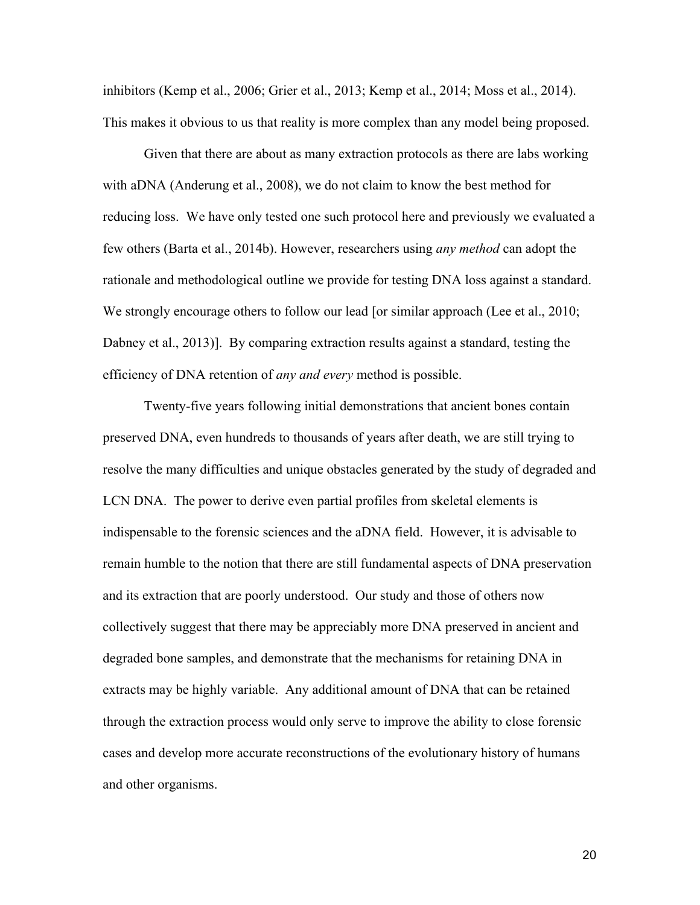inhibitors (Kemp et al., 2006; Grier et al., 2013; Kemp et al., 2014; Moss et al., 2014). This makes it obvious to us that reality is more complex than any model being proposed.

Given that there are about as many extraction protocols as there are labs working with aDNA (Anderung et al., 2008), we do not claim to know the best method for reducing loss. We have only tested one such protocol here and previously we evaluated a few others (Barta et al., 2014b). However, researchers using *any method* can adopt the rationale and methodological outline we provide for testing DNA loss against a standard. We strongly encourage others to follow our lead [or similar approach (Lee et al., 2010; Dabney et al., 2013)]. By comparing extraction results against a standard, testing the efficiency of DNA retention of *any and every* method is possible.

Twenty-five years following initial demonstrations that ancient bones contain preserved DNA, even hundreds to thousands of years after death, we are still trying to resolve the many difficulties and unique obstacles generated by the study of degraded and LCN DNA. The power to derive even partial profiles from skeletal elements is indispensable to the forensic sciences and the aDNA field. However, it is advisable to remain humble to the notion that there are still fundamental aspects of DNA preservation and its extraction that are poorly understood. Our study and those of others now collectively suggest that there may be appreciably more DNA preserved in ancient and degraded bone samples, and demonstrate that the mechanisms for retaining DNA in extracts may be highly variable. Any additional amount of DNA that can be retained through the extraction process would only serve to improve the ability to close forensic cases and develop more accurate reconstructions of the evolutionary history of humans and other organisms.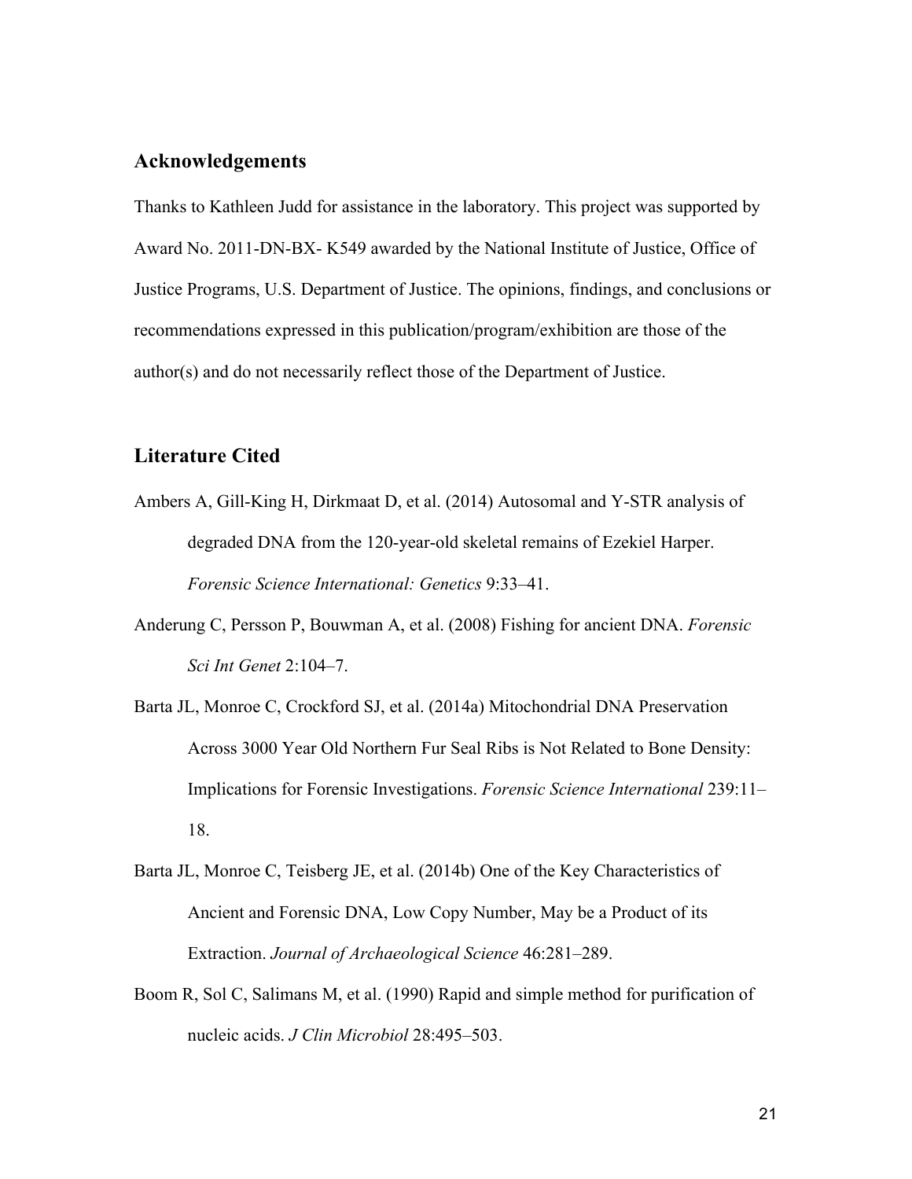## Acknowledgements

Thanks to Kathleen Judd for assistance in the laboratory. This project was supported by Award No. 2011-DN-BX- K549 awarded by the National Institute of Justice, Office of Justice Programs, U.S. Department of Justice. The opinions, findings, and conclusions or recommendations expressed in this publication/program/exhibition are those of the author(s) and do not necessarily reflect those of the Department of Justice.

## Literature Cited

Ambers A, Gill-King H, Dirkmaat D, et al. (2014) Autosomal and Y-STR analysis of degraded DNA from the 120-year-old skeletal remains of Ezekiel Harper. *Forensic Science International: Genetics* 9:33–41.

Anderung C, Persson P, Bouwman A, et al. (2008) Fishing for ancient DNA. *Forensic Sci Int Genet* 2:104–7.

Barta JL, Monroe C, Crockford SJ, et al. (2014a) Mitochondrial DNA Preservation Across 3000 Year Old Northern Fur Seal Ribs is Not Related to Bone Density: Implications for Forensic Investigations. *Forensic Science International* 239:11–18.

Barta JL, Monroe C, Teisberg JE, et al. (2014b) One of the Key Characteristics of Ancient and Forensic DNA, Low Copy Number, May be a Product of its Extraction. *Journal of Archaeological Science* 46:281–289.

Boom R, Sol C, Salimans M, et al. (1990) Rapid and simple method for purification of nucleic acids. *J Clin Microbiol* 28:495–503.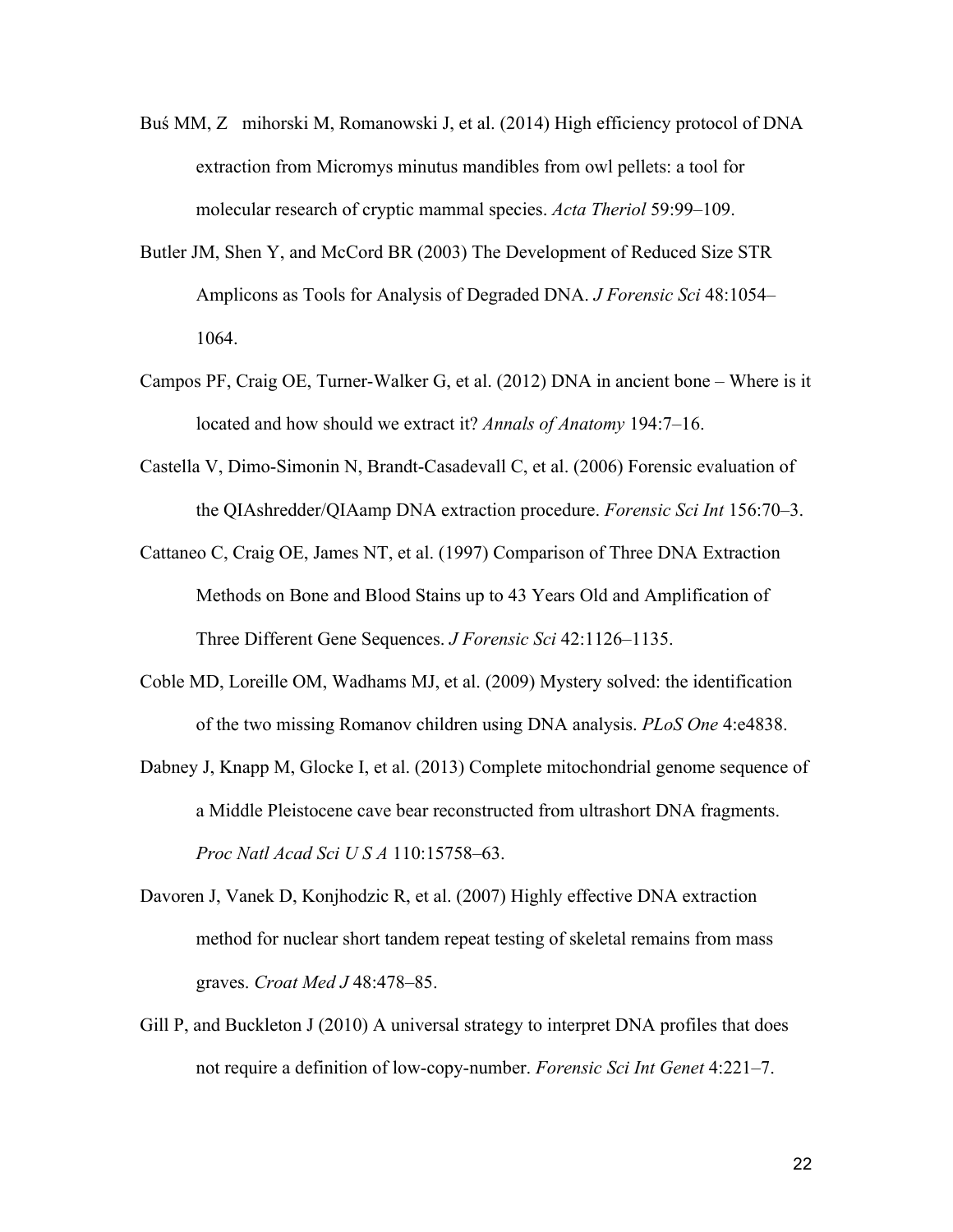Buś MM, Z   mihorski M, Romanowski J, et al. (2014) High efficiency protocol of DNA extraction from Micromys minutus mandibles from owl pellets: a tool for molecular research of cryptic mammal species. *Acta Theriol* 59:99–109.

Butler JM, Shen Y, and McCord BR (2003) The Development of Reduced Size STR Amplicons as Tools for Analysis of Degraded DNA. *J Forensic Sci* 48:1054–1064.

Campos PF, Craig OE, Turner-Walker G, et al. (2012) DNA in ancient bone – Where is it located and how should we extract it? *Annals of Anatomy* 194:7–16.

Castella V, Dimo-Simonin N, Brandt-Casadevall C, et al. (2006) Forensic evaluation of the QIAshredder/QIAamp DNA extraction procedure. *Forensic Sci Int* 156:70–3.

Cattaneo C, Craig OE, James NT, et al. (1997) Comparison of Three DNA Extraction Methods on Bone and Blood Stains up to 43 Years Old and Amplification of Three Different Gene Sequences. *J Forensic Sci* 42:1126–1135.

Coble MD, Loreille OM, Wadhams MJ, et al. (2009) Mystery solved: the identification of the two missing Romanov children using DNA analysis. *PLoS One* 4:e4838.

Dabney J, Knapp M, Glocke I, et al. (2013) Complete mitochondrial genome sequence of a Middle Pleistocene cave bear reconstructed from ultrashort DNA fragments. *Proc Natl Acad Sci U S A* 110:15758–63.

Davoren J, Vanek D, Konjhodzic R, et al. (2007) Highly effective DNA extraction method for nuclear short tandem repeat testing of skeletal remains from mass graves. *Croat Med J* 48:478–85.

Gill P, and Buckleton J (2010) A universal strategy to interpret DNA profiles that does not require a definition of low-copy-number. *Forensic Sci Int Genet* 4:221–7.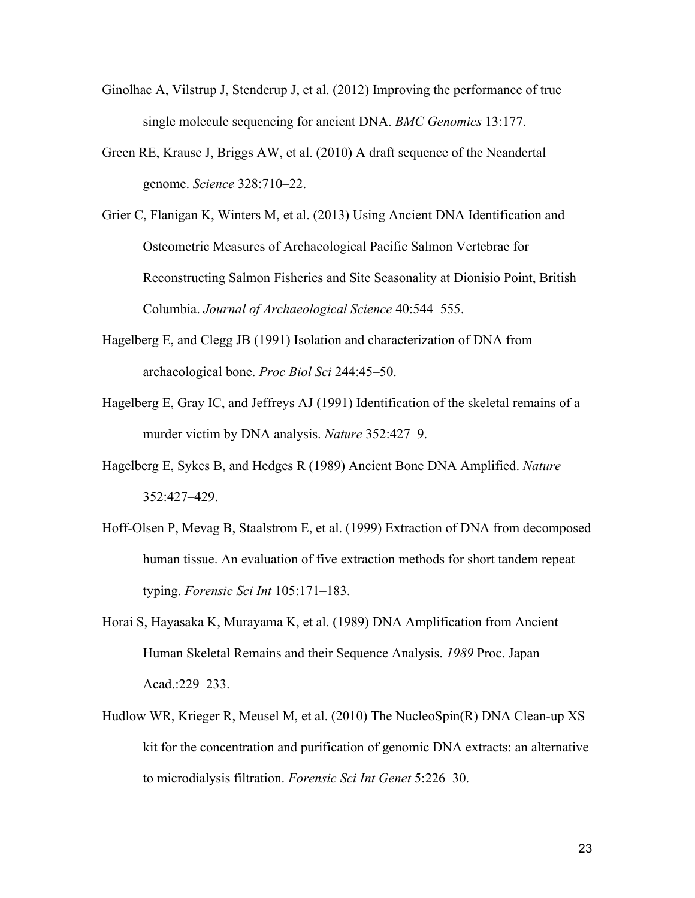Ginolhac A, Vilstrup J, Stenderup J, et al. (2012) Improving the performance of true single molecule sequencing for ancient DNA. *BMC Genomics* 13:177.

Green RE, Krause J, Briggs AW, et al. (2010) A draft sequence of the Neandertal genome. *Science* 328:710–22.

Grier C, Flanigan K, Winters M, et al. (2013) Using Ancient DNA Identification and Osteometric Measures of Archaeological Pacific Salmon Vertebrae for Reconstructing Salmon Fisheries and Site Seasonality at Dionisio Point, British Columbia. *Journal of Archaeological Science* 40:544–555.

Hagelberg E, and Clegg JB (1991) Isolation and characterization of DNA from archaeological bone. *Proc Biol Sci* 244:45–50.

Hagelberg E, Gray IC, and Jeffreys AJ (1991) Identification of the skeletal remains of a murder victim by DNA analysis. *Nature* 352:427–9.

Hagelberg E, Sykes B, and Hedges R (1989) Ancient Bone DNA Amplified. *Nature* 352:427–429.

Hoff-Olsen P, Mevag B, Staalstrom E, et al. (1999) Extraction of DNA from decomposed human tissue. An evaluation of five extraction methods for short tandem repeat typing. *Forensic Sci Int* 105:171–183.

Horai S, Hayasaka K, Murayama K, et al. (1989) DNA Amplification from Ancient Human Skeletal Remains and their Sequence Analysis. *1989* Proc. Japan Acad.:229–233.

Hudlow WR, Krieger R, Meusel M, et al. (2010) The NucleoSpin(R) DNA Clean-up XS kit for the concentration and purification of genomic DNA extracts: an alternative to microdialysis filtration. *Forensic Sci Int Genet* 5:226–30.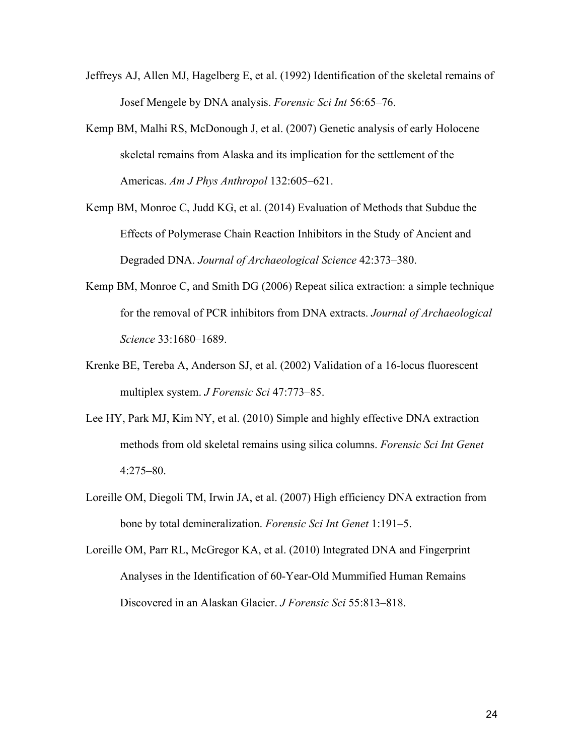Jeffreys AJ, Allen MJ, Hagelberg E, et al. (1992) Identification of the skeletal remains of Josef Mengele by DNA analysis. *Forensic Sci Int* 56:65–76.

Kemp BM, Malhi RS, McDonough J, et al. (2007) Genetic analysis of early Holocene skeletal remains from Alaska and its implication for the settlement of the Americas. *Am J Phys Anthropol* 132:605–621.

Kemp BM, Monroe C, Judd KG, et al. (2014) Evaluation of Methods that Subdue the Effects of Polymerase Chain Reaction Inhibitors in the Study of Ancient and Degraded DNA. *Journal of Archaeological Science* 42:373–380.

Kemp BM, Monroe C, and Smith DG (2006) Repeat silica extraction: a simple technique for the removal of PCR inhibitors from DNA extracts. *Journal of Archaeological Science* 33:1680–1689.

Krenke BE, Tereba A, Anderson SJ, et al. (2002) Validation of a 16-locus fluorescent multiplex system. *J Forensic Sci* 47:773–85.

Lee HY, Park MJ, Kim NY, et al. (2010) Simple and highly effective DNA extraction methods from old skeletal remains using silica columns. *Forensic Sci Int Genet* 4:275–80.

Loreille OM, Diegoli TM, Irwin JA, et al. (2007) High efficiency DNA extraction from bone by total demineralization. *Forensic Sci Int Genet* 1:191–5.

Loreille OM, Parr RL, McGregor KA, et al. (2010) Integrated DNA and Fingerprint Analyses in the Identification of 60-Year-Old Mummified Human Remains Discovered in an Alaskan Glacier. *J Forensic Sci* 55:813–818.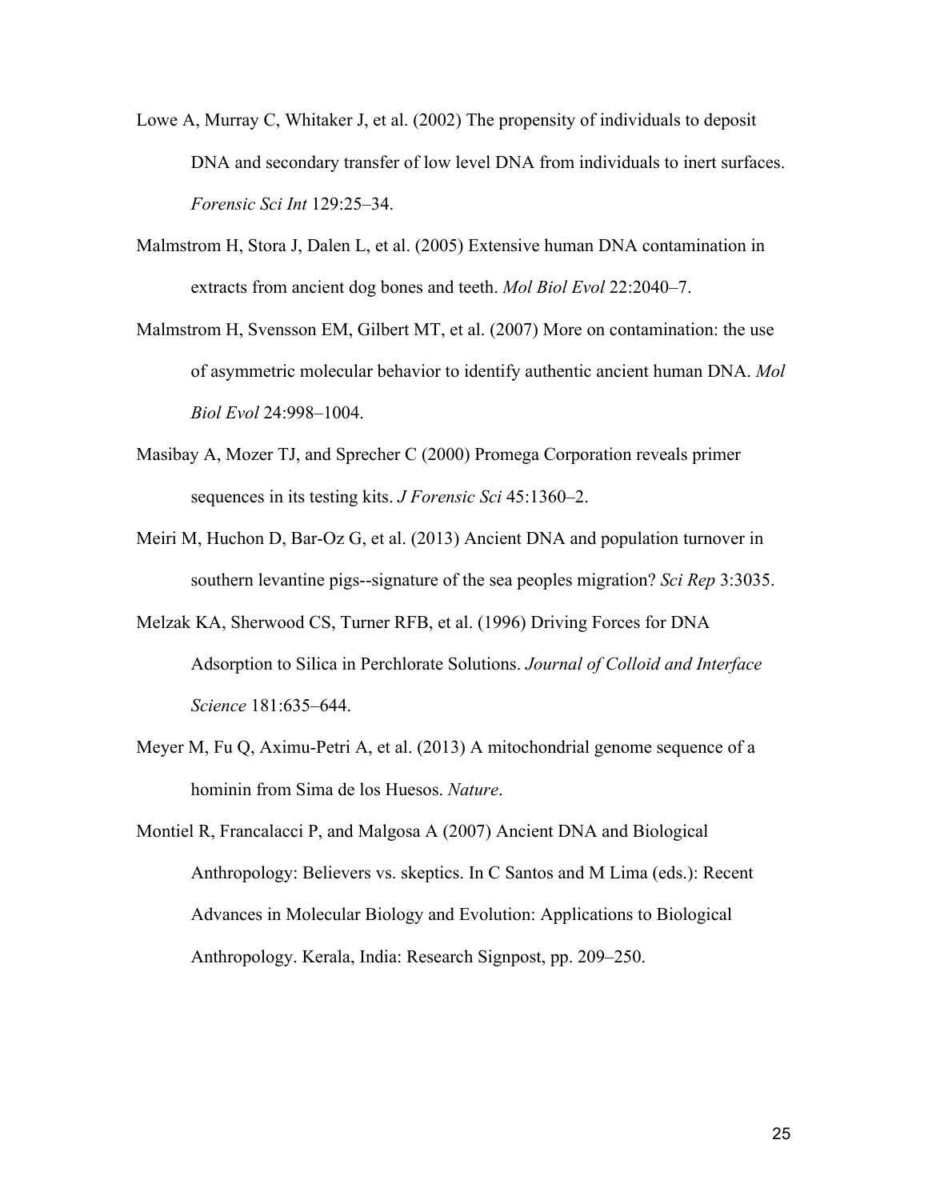Lowe A, Murray C, Whitaker J, et al. (2002) The propensity of individuals to deposit DNA and secondary transfer of low level DNA from individuals to inert surfaces. *Forensic Sci Int* 129:25–34.

Malmstrom H, Stora J, Dalen L, et al. (2005) Extensive human DNA contamination in extracts from ancient dog bones and teeth. *Mol Biol Evol* 22:2040–7.

Malmstrom H, Svensson EM, Gilbert MT, et al. (2007) More on contamination: the use of asymmetric molecular behavior to identify authentic ancient human DNA. *Mol Biol Evol* 24:998–1004.

Masibay A, Mozer TJ, and Sprecher C (2000) Promega Corporation reveals primer sequences in its testing kits. *J Forensic Sci* 45:1360–2.

Meiri M, Huchon D, Bar-Oz G, et al. (2013) Ancient DNA and population turnover in southern levantine pigs--signature of the sea peoples migration? *Sci Rep* 3:3035.

Melzak KA, Sherwood CS, Turner RFB, et al. (1996) Driving Forces for DNA Adsorption to Silica in Perchlorate Solutions. *Journal of Colloid and Interface Science* 181:635–644.

Meyer M, Fu Q, Aximu-Petri A, et al. (2013) A mitochondrial genome sequence of a hominin from Sima de los Huesos. *Nature*.

Montiel R, Francalacci P, and Malgosa A (2007) Ancient DNA and Biological Anthropology: Believers vs. skeptics. In C Santos and M Lima (eds.): Recent Advances in Molecular Biology and Evolution: Applications to Biological Anthropology. Kerala, India: Research Signpost, pp. 209–250.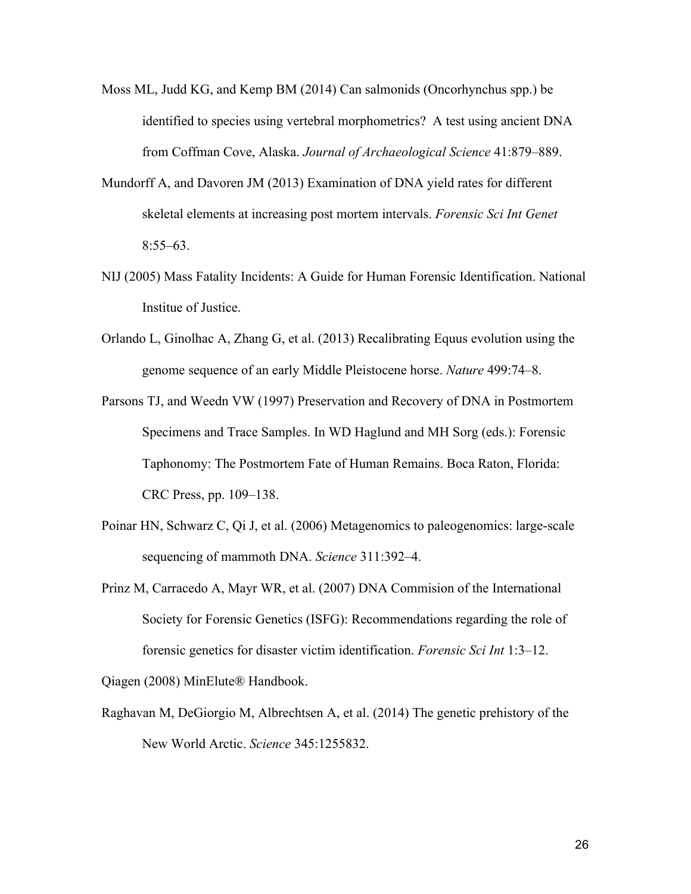Moss ML, Judd KG, and Kemp BM (2014) Can salmonids (Oncorhynchus spp.) be identified to species using vertebral morphometrics? A test using ancient DNA from Coffman Cove, Alaska. *Journal of Archaeological Science* 41:879–889.

Mundorff A, and Davoren JM (2013) Examination of DNA yield rates for different skeletal elements at increasing post mortem intervals. *Forensic Sci Int Genet* 8:55–63.

NIJ (2005) Mass Fatality Incidents: A Guide for Human Forensic Identification. National Institue of Justice.

Orlando L, Ginolhac A, Zhang G, et al. (2013) Recalibrating Equus evolution using the genome sequence of an early Middle Pleistocene horse. *Nature* 499:74–8.

Parsons TJ, and Weedn VW (1997) Preservation and Recovery of DNA in Postmortem Specimens and Trace Samples. In WD Haglund and MH Sorg (eds.): Forensic Taphonomy: The Postmortem Fate of Human Remains. Boca Raton, Florida: CRC Press, pp. 109–138.

Poinar HN, Schwarz C, Qi J, et al. (2006) Metagenomics to paleogenomics: large-scale sequencing of mammoth DNA. *Science* 311:392–4.

Prinz M, Carracedo A, Mayr WR, et al. (2007) DNA Commision of the International Society for Forensic Genetics (ISFG): Recommendations regarding the role of forensic genetics for disaster victim identification. *Forensic Sci Int* 1:3–12.

Qiagen (2008) MinElute® Handbook.

Raghavan M, DeGiorgio M, Albrechtsen A, et al. (2014) The genetic prehistory of the New World Arctic. *Science* 345:1255832.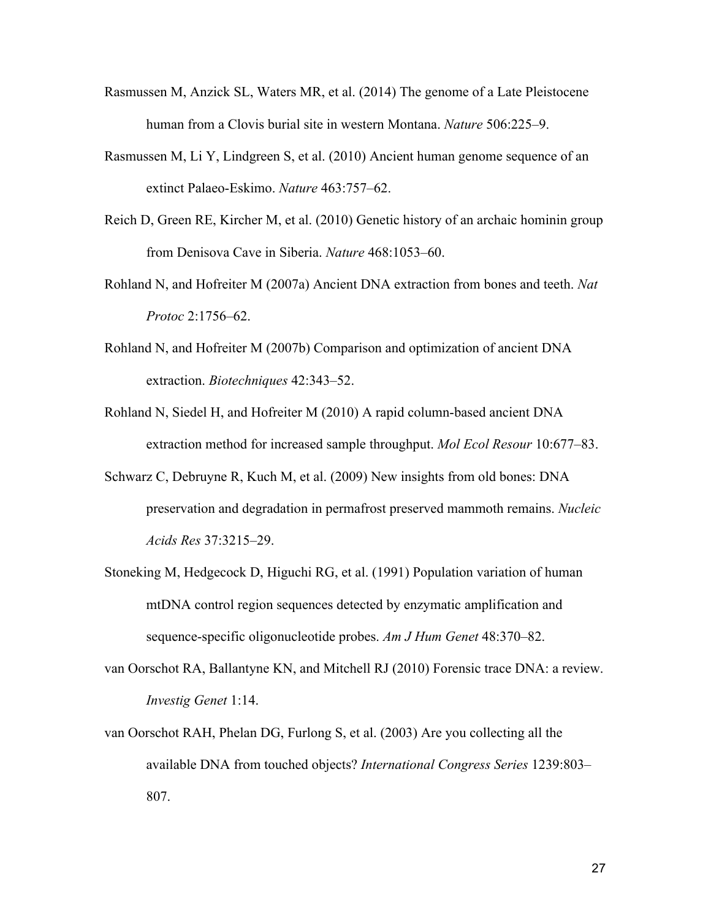Rasmussen M, Anzick SL, Waters MR, et al. (2014) The genome of a Late Pleistocene human from a Clovis burial site in western Montana. *Nature* 506:225–9.

Rasmussen M, Li Y, Lindgreen S, et al. (2010) Ancient human genome sequence of an extinct Palaeo-Eskimo. *Nature* 463:757–62.

Reich D, Green RE, Kircher M, et al. (2010) Genetic history of an archaic hominin group from Denisova Cave in Siberia. *Nature* 468:1053–60.

Rohland N, and Hofreiter M (2007a) Ancient DNA extraction from bones and teeth. *Nat Protoc* 2:1756–62.

Rohland N, and Hofreiter M (2007b) Comparison and optimization of ancient DNA extraction. *Biotechniques* 42:343–52.

Rohland N, Siedel H, and Hofreiter M (2010) A rapid column-based ancient DNA extraction method for increased sample throughput. *Mol Ecol Resour* 10:677–83.

Schwarz C, Debruyne R, Kuch M, et al. (2009) New insights from old bones: DNA preservation and degradation in permafrost preserved mammoth remains. *Nucleic Acids Res* 37:3215–29.

Stoneking M, Hedgecock D, Higuchi RG, et al. (1991) Population variation of human mtDNA control region sequences detected by enzymatic amplification and sequence-specific oligonucleotide probes. *Am J Hum Genet* 48:370–82.

van Oorschot RA, Ballantyne KN, and Mitchell RJ (2010) Forensic trace DNA: a review. *Investig Genet* 1:14.

van Oorschot RAH, Phelan DG, Furlong S, et al. (2003) Are you collecting all the available DNA from touched objects? *International Congress Series* 1239:803–807.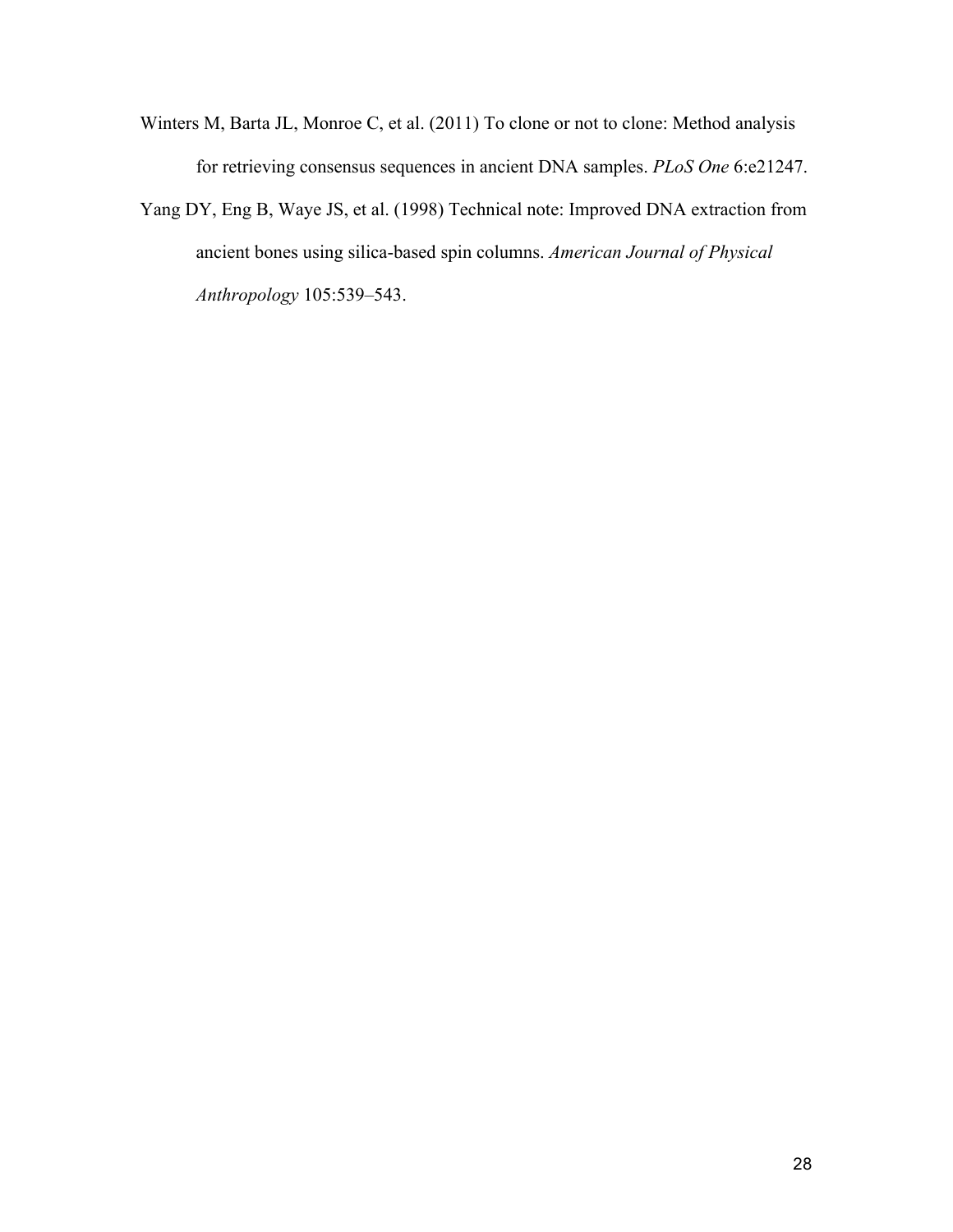Winters M, Barta JL, Monroe C, et al. (2011) To clone or not to clone: Method analysis for retrieving consensus sequences in ancient DNA samples. *PLoS One* 6:e21247.

Yang DY, Eng B, Waye JS, et al. (1998) Technical note: Improved DNA extraction from ancient bones using silica-based spin columns. *American Journal of Physical Anthropology* 105:539–543.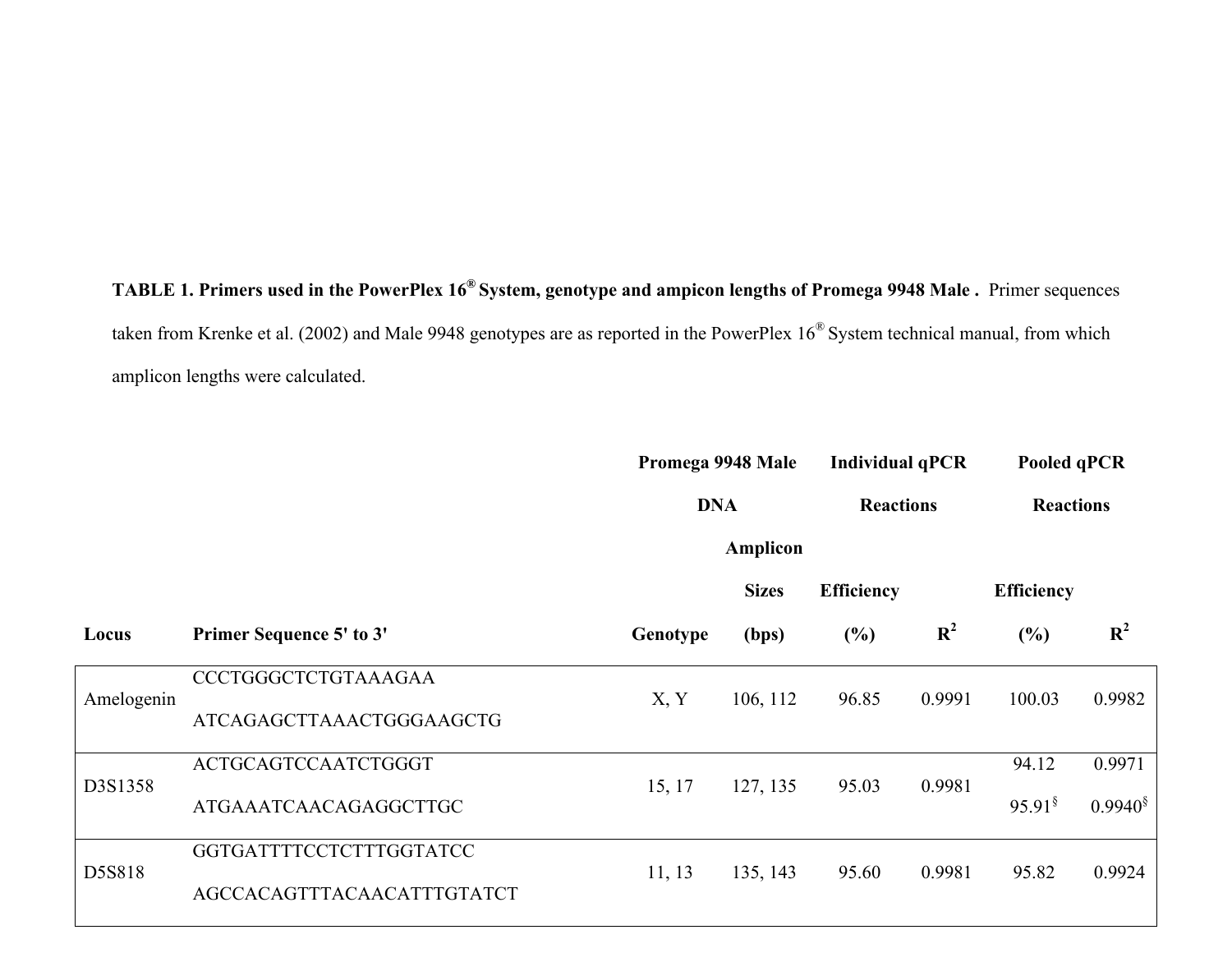**TABLE 1. Primers used in the PowerPlex 16® System, genotype and ampicon lengths of Promega 9948 Male .** Primer sequences taken from Krenke et al. (2002) and Male 9948 genotypes are as reported in the PowerPlex 16® System technical manual, from which amplicon lengths were calculated.

| | | Promega 9948 Male DNA | | Individual qPCR Reactions | | Pooled qPCR Reactions | |
|---|---|---|---|---|---|---|---|
| **Locus** | **Primer Sequence 5' to 3'** | **Genotype** | **Amplicon Sizes (bps)** | **Efficiency (%)** | $R^2$ | **Efficiency (%)** | $R^2$ |
| Amelogenin | CCCTGGGCTCTGTAAAGAA<br>ATCAGAGCTTAAACTGGGAAGCTG | X, Y | 106, 112 | 96.85 | 0.9991 | 100.03 | 0.9982 |
| D3S1358 | ACTGCAGTCCAATCTGGGT<br>ATGAAATCAACAGAGGCTTGC | 15, 17 | 127, 135 | 95.03 | 0.9981 | 94.12<br>95.91§ | 0.9971<br>0.9940§ |
| D5S818 | GGTGATTTTCCTCTTTGGTATCC<br>AGCCACAGTTTACAACATTTGTATCT | 11, 13 | 135, 143 | 95.60 | 0.9981 | 95.82 | 0.9924 |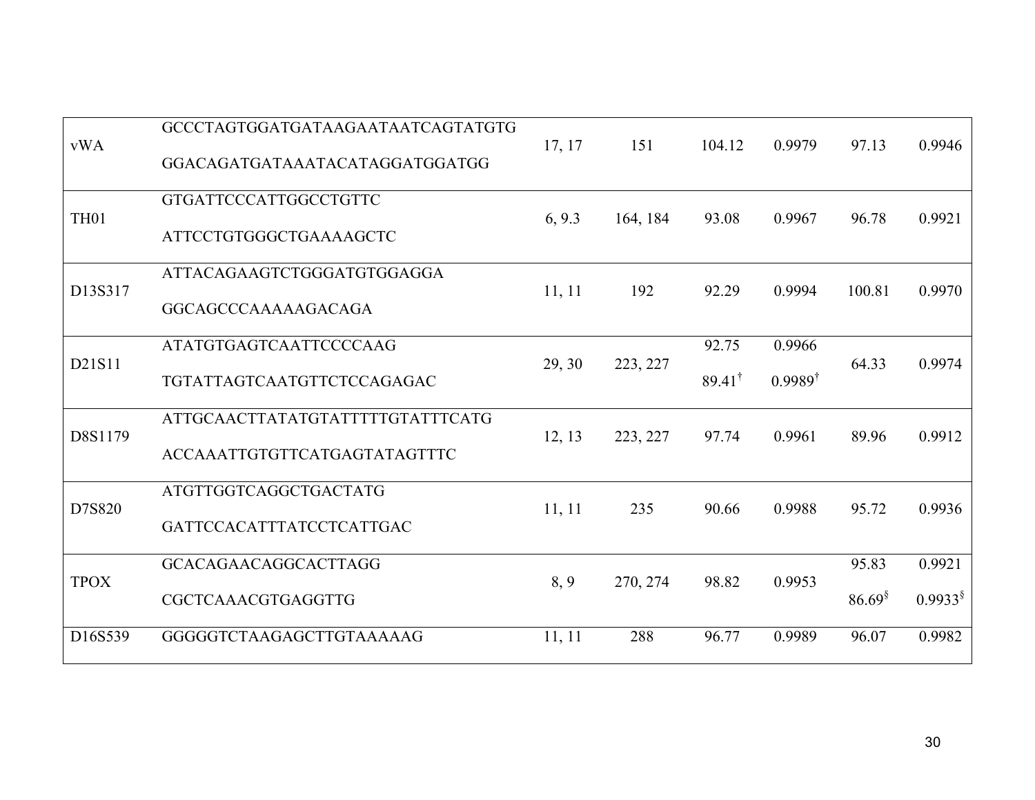| | | | | | | | |
|---|---|---|---|---|---|---|---|
| vWA | GCCCTAGTGGATGATAAGAATAATCAGTATGTG<br>GGACAGATGATAAATACATAGGATGGATGG | 17, 17 | 151 | 104.12 | 0.9979 | 97.13 | 0.9946 |
| TH01 | GTGATTCCCATTGGCCTGTTC<br>ATTCCTGTGGGCTGAAAAGCTC | 6, 9.3 | 164, 184 | 93.08 | 0.9967 | 96.78 | 0.9921 |
| D13S317 | ATTACAGAAGTCTGGGATGTGGAGGA<br>GGCAGCCCAAAAAGACAGA | 11, 11 | 192 | 92.29 | 0.9994 | 100.81 | 0.9970 |
| D21S11 | ATATGTGAGTCAATTCCCCAAG<br>TGTATTAGTCAATGTTCTCCAGAGAC | 29, 30 | 223, 227 | 92.75<br>89.41† | 0.9966<br>0.9989† | 64.33 | 0.9974 |
| D8S1179 | ATTGCAACTTATATGTATTTTTGTATTTCATG<br>ACCAAATTGTGTTCATGAGTATAGTTTC | 12, 13 | 223, 227 | 97.74 | 0.9961 | 89.96 | 0.9912 |
| D7S820 | ATGTTGGTCAGGCTGACTATG<br>GATTCCACATTTATCCTCATTGAC | 11, 11 | 235 | 90.66 | 0.9988 | 95.72 | 0.9936 |
| TPOX | GCACAGAACAGGCACTTAGG<br>CGCTCAAACGTGAGGTTG | 8, 9 | 270, 274 | 98.82 | 0.9953 | 95.83<br>86.69§ | 0.9921<br>0.9933§ |
| D16S539 | GGGGGTCTAAGAGCTTGTAAAAAG | 11, 11 | 288 | 96.77 | 0.9989 | 96.07 | 0.9982 |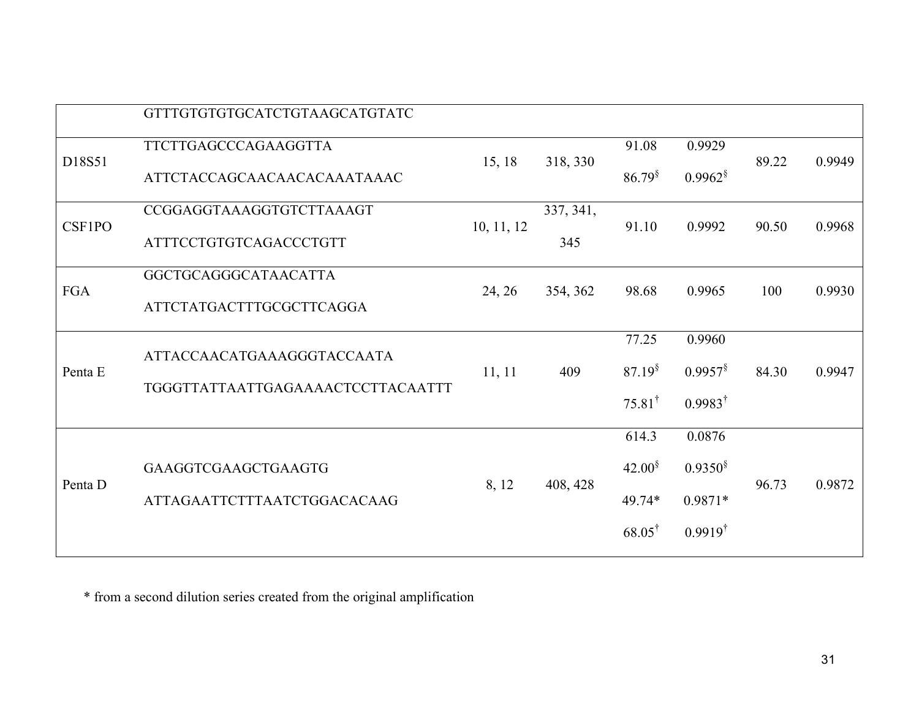|  |  |  |  |  |  |  |  |
|---|---|---|---|---|---|---|---|
|  | GTTTGTGTGTGCATCTGTAAGCATGTATC |  |  |  |  |  |  |
| D18S51 | TTCTTGAGCCCAGAAGGTTA<br>ATTCTACCAGCAACAACACAAATAAAC | 15, 18 | 318, 330 | 91.08<br>86.79§ | 0.9929<br>0.9962§ | 89.22 | 0.9949 |
| CSF1PO | CCGGAGGTAAAGGTGTCTTAAAGT<br>ATTTCCTGTGTCAGACCCTGTT | 10, 11, 12 | 337, 341, 345 | 91.10 | 0.9992 | 90.50 | 0.9968 |
| FGA | GGCTGCAGGGCATAACATTA<br>ATTCTATGACTTTGCGCTTCAGGA | 24, 26 | 354, 362 | 98.68 | 0.9965 | 100 | 0.9930 |
| Penta E | ATTACCAACATGAAAGGGTACCAATA<br>TGGGTTATTAATTGAGAAAACTCCTTACAATTT | 11, 11 | 409 | 77.25<br>87.19§<br>75.81† | 0.9960<br>0.9957§<br>0.9983† | 84.30 | 0.9947 |
| Penta D | GAAGGTCGAAGCTGAAGTG<br>ATTAGAATTCTTTAATCTGGACACAAG | 8, 12 | 408, 428 | 614.3<br>42.00§<br>49.74*<br>68.05† | 0.0876<br>0.9350§<br>0.9871*<br>0.9919† | 96.73 | 0.9872 |

* from a second dilution series created from the original amplification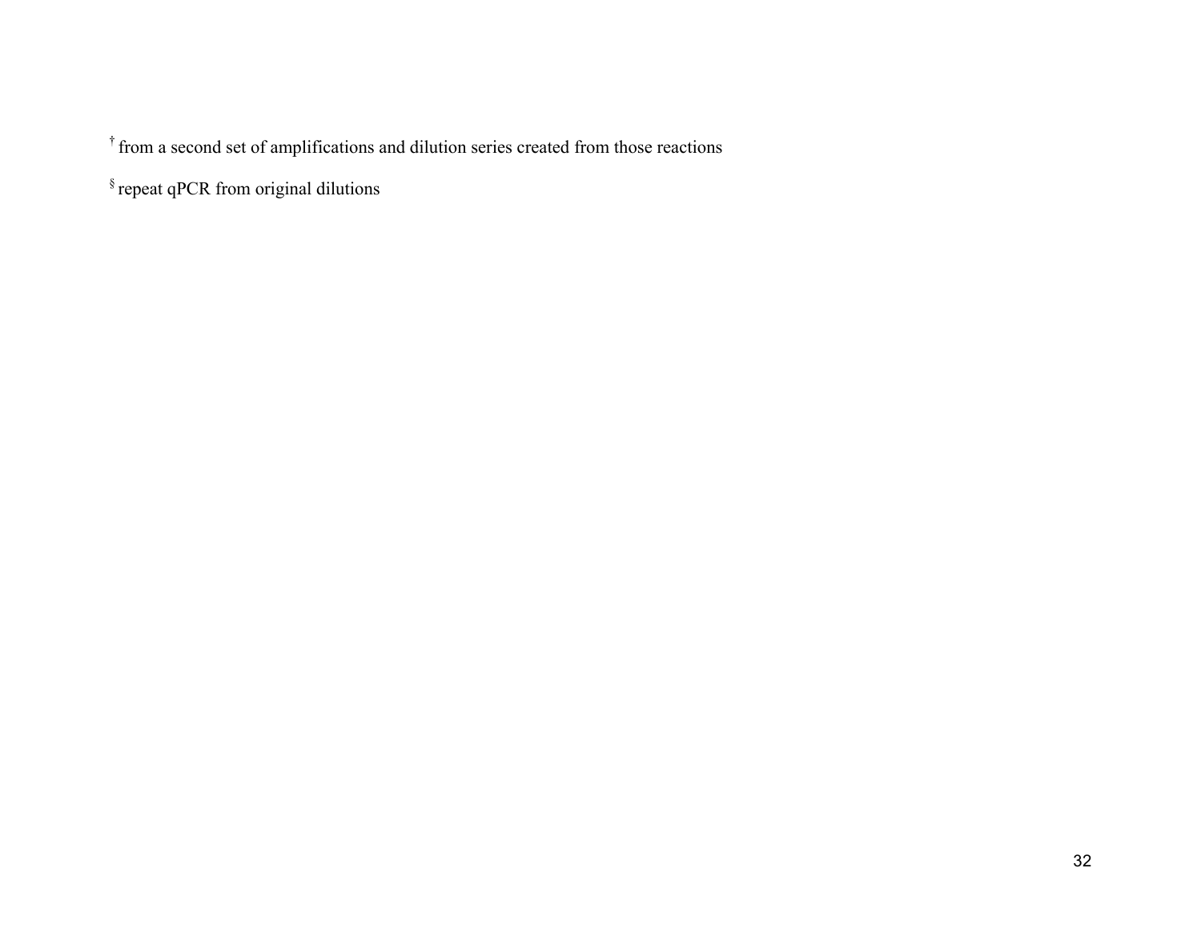[†] from a second set of amplifications and dilution series created from those reactions

[§] repeat qPCR from original dilutions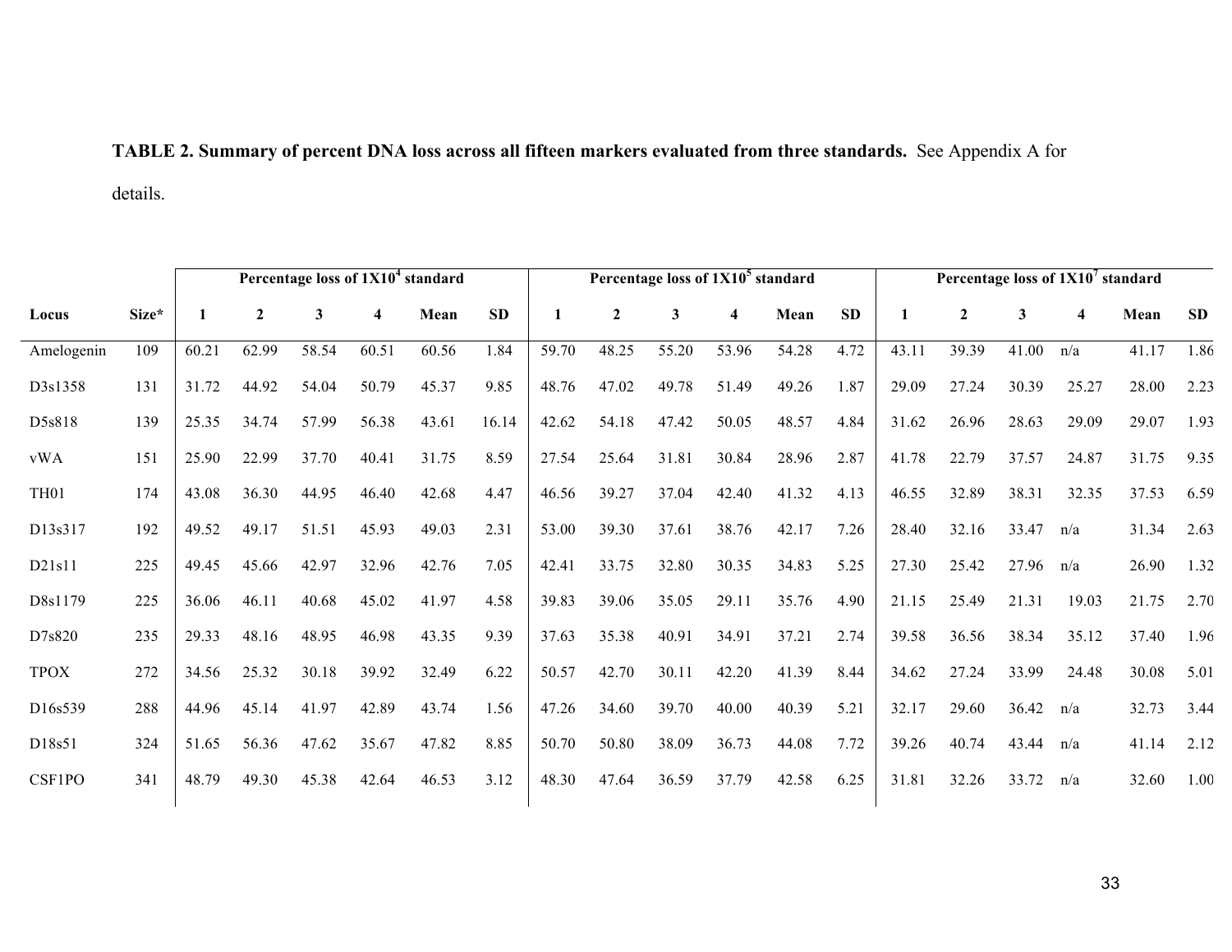**TABLE 2. Summary of percent DNA loss across all fifteen markers evaluated from three standards.** See Appendix A for details.

| | | Percentage loss of 1X10$^4$ standard | | | | | | Percentage loss of 1X10$^5$ standard | | | | | | Percentage loss of 1X10$^7$ standard | | | | | |
|---|---|---|---|---|---|---|---|---|---|---|---|---|---|---|---|---|---|---|---|
| **Locus** | **Size*** | **1** | **2** | **3** | **4** | **Mean** | **SD** | **1** | **2** | **3** | **4** | **Mean** | **SD** | **1** | **2** | **3** | **4** | **Mean** | **SD** |
| Amelogenin | 109 | 60.21 | 62.99 | 58.54 | 60.51 | 60.56 | 1.84 | 59.70 | 48.25 | 55.20 | 53.96 | 54.28 | 4.72 | 43.11 | 39.39 | 41.00 | n/a | 41.17 | 1.86 |
| D3s1358 | 131 | 31.72 | 44.92 | 54.04 | 50.79 | 45.37 | 9.85 | 48.76 | 47.02 | 49.78 | 51.49 | 49.26 | 1.87 | 29.09 | 27.24 | 30.39 | 25.27 | 28.00 | 2.23 |
| D5s818 | 139 | 25.35 | 34.74 | 57.99 | 56.38 | 43.61 | 16.14 | 42.62 | 54.18 | 47.42 | 50.05 | 48.57 | 4.84 | 31.62 | 26.96 | 28.63 | 29.09 | 29.07 | 1.93 |
| vWA | 151 | 25.90 | 22.99 | 37.70 | 40.41 | 31.75 | 8.59 | 27.54 | 25.64 | 31.81 | 30.84 | 28.96 | 2.87 | 41.78 | 22.79 | 37.57 | 24.87 | 31.75 | 9.35 |
| TH01 | 174 | 43.08 | 36.30 | 44.95 | 46.40 | 42.68 | 4.47 | 46.56 | 39.27 | 37.04 | 42.40 | 41.32 | 4.13 | 46.55 | 32.89 | 38.31 | 32.35 | 37.53 | 6.59 |
| D13s317 | 192 | 49.52 | 49.17 | 51.51 | 45.93 | 49.03 | 2.31 | 53.00 | 39.30 | 37.61 | 38.76 | 42.17 | 7.26 | 28.40 | 32.16 | 33.47 | n/a | 31.34 | 2.63 |
| D21s11 | 225 | 49.45 | 45.66 | 42.97 | 32.96 | 42.76 | 7.05 | 42.41 | 33.75 | 32.80 | 30.35 | 34.83 | 5.25 | 27.30 | 25.42 | 27.96 | n/a | 26.90 | 1.32 |
| D8s1179 | 225 | 36.06 | 46.11 | 40.68 | 45.02 | 41.97 | 4.58 | 39.83 | 39.06 | 35.05 | 29.11 | 35.76 | 4.90 | 21.15 | 25.49 | 21.31 | 19.03 | 21.75 | 2.70 |
| D7s820 | 235 | 29.33 | 48.16 | 48.95 | 46.98 | 43.35 | 9.39 | 37.63 | 35.38 | 40.91 | 34.91 | 37.21 | 2.74 | 39.58 | 36.56 | 38.34 | 35.12 | 37.40 | 1.96 |
| TPOX | 272 | 34.56 | 25.32 | 30.18 | 39.92 | 32.49 | 6.22 | 50.57 | 42.70 | 30.11 | 42.20 | 41.39 | 8.44 | 34.62 | 27.24 | 33.99 | 24.48 | 30.08 | 5.01 |
| D16s539 | 288 | 44.96 | 45.14 | 41.97 | 42.89 | 43.74 | 1.56 | 47.26 | 34.60 | 39.70 | 40.00 | 40.39 | 5.21 | 32.17 | 29.60 | 36.42 | n/a | 32.73 | 3.44 |
| D18s51 | 324 | 51.65 | 56.36 | 47.62 | 35.67 | 47.82 | 8.85 | 50.70 | 50.80 | 38.09 | 36.73 | 44.08 | 7.72 | 39.26 | 40.74 | 43.44 | n/a | 41.14 | 2.12 |
| CSF1PO | 341 | 48.79 | 49.30 | 45.38 | 42.64 | 46.53 | 3.12 | 48.30 | 47.64 | 36.59 | 37.79 | 42.58 | 6.25 | 31.81 | 32.26 | 33.72 | n/a | 32.60 | 1.00 |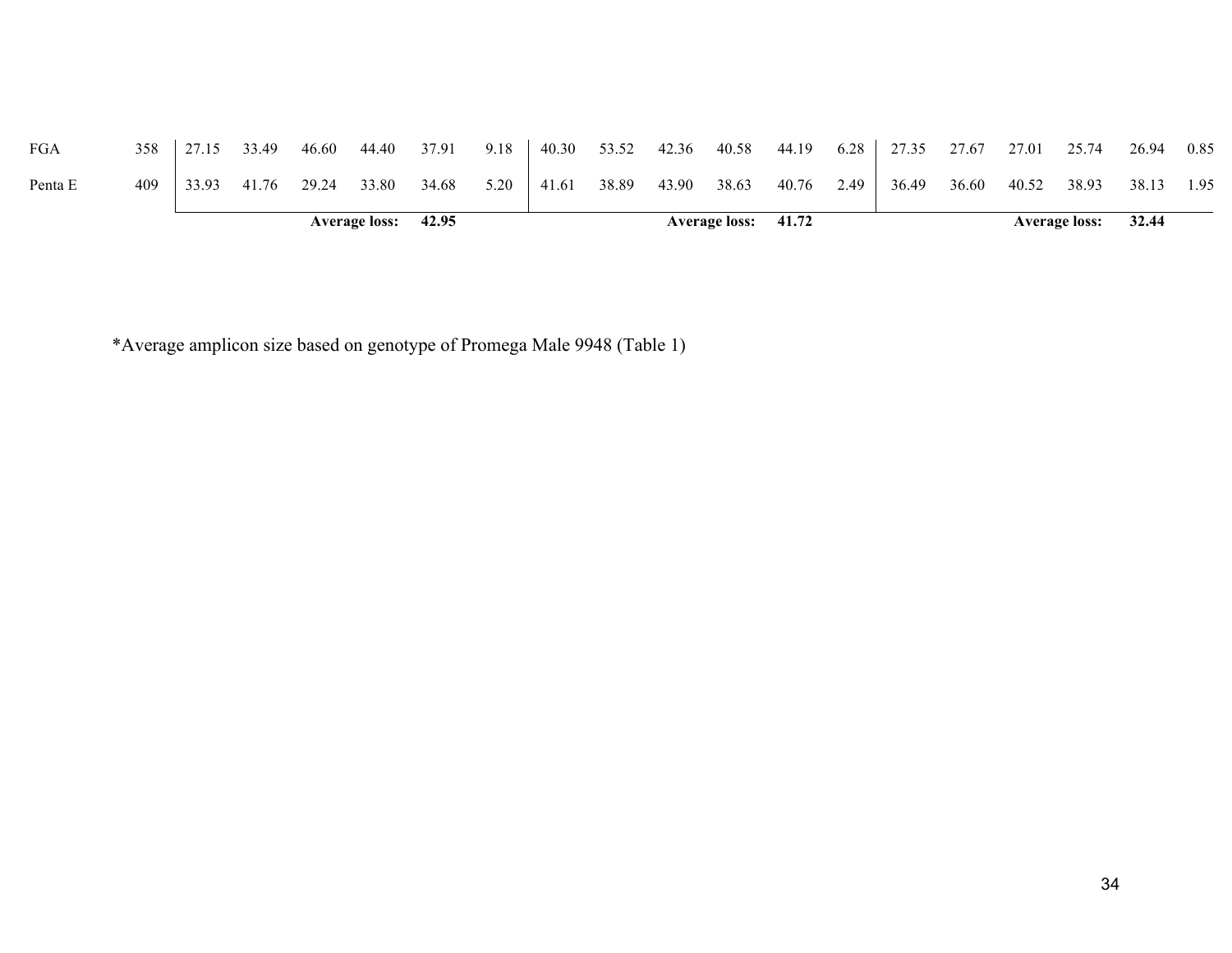| | | | | | | | | | | | | | | | | | | | |
|---|---|---|---|---|---|---|---|---|---|---|---|---|---|---|---|---|---|---|---|
| FGA | 358 | 27.15 | 33.49 | 46.60 | 44.40 | 37.91 | 9.18 | 40.30 | 53.52 | 42.36 | 40.58 | 44.19 | 6.28 | 27.35 | 27.67 | 27.01 | 25.74 | 26.94 | 0.85 |
| Penta E | 409 | 33.93 | 41.76 | 29.24 | 33.80 | 34.68 | 5.20 | 41.61 | 38.89 | 43.90 | 38.63 | 40.76 | 2.49 | 36.49 | 36.60 | 40.52 | 38.93 | 38.13 | 1.95 |
| | | | | | **Average loss:** | **42.95** | | | | | **Average loss:** | **41.72** | | | | | **Average loss:** | **32.44** | |

*Average amplicon size based on genotype of Promega Male 9948 (Table 1)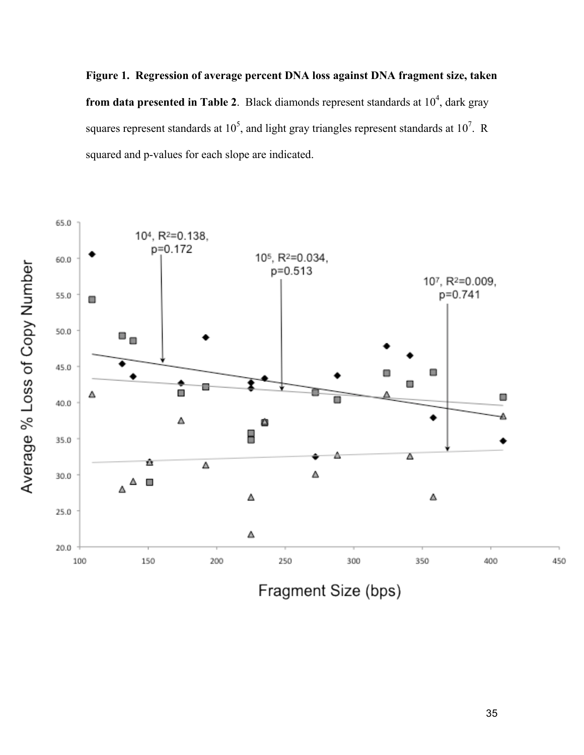**Figure 1. Regression of average percent DNA loss against DNA fragment size, taken from data presented in Table 2**. Black diamonds represent standards at $10^4$, dark gray squares represent standards at $10^5$, and light gray triangles represent standards at $10^7$. R squared and p-values for each slope are indicated.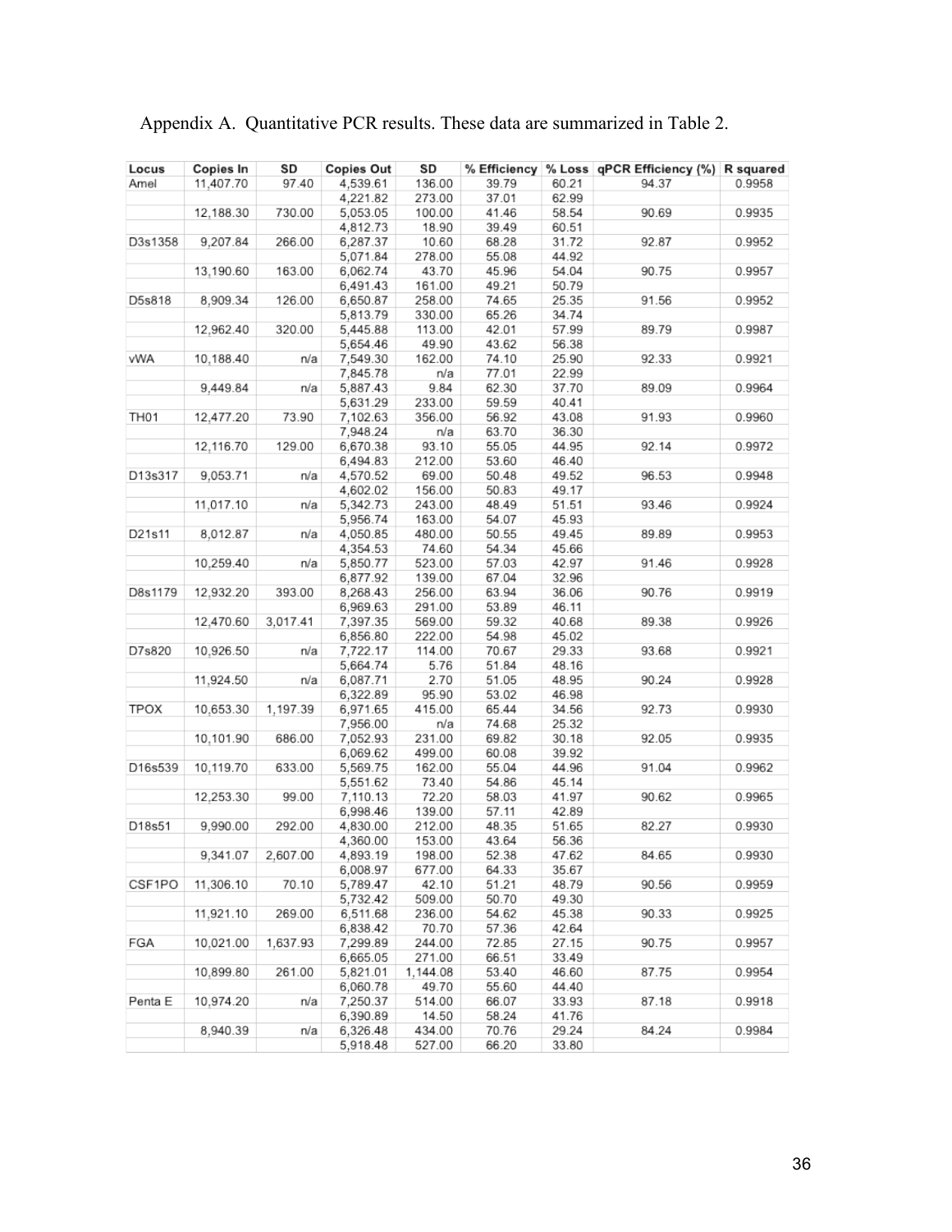Appendix A. Quantitative PCR results. These data are summarized in Table 2.

| Locus | Copies In | SD | Copies Out | SD | % Efficiency | % Loss | qPCR Efficiency (%) | R squared |
|---|---|---|---|---|---|---|---|---|
| Amel | 11,407.70 | 97.40 | 4,539.61 | 136.00 | 39.79 | 60.21 | 94.37 | 0.9958 |
| | | | 4,221.82 | 273.00 | 37.01 | 62.99 | | |
| | 12,188.30 | 730.00 | 5,053.05 | 100.00 | 41.46 | 58.54 | 90.69 | 0.9935 |
| | | | 4,812.73 | 18.90 | 39.49 | 60.51 | | |
| D3s1358 | 9,207.84 | 266.00 | 6,287.37 | 10.60 | 68.28 | 31.72 | 92.87 | 0.9952 |
| | | | 5,071.84 | 278.00 | 55.08 | 44.92 | | |
| | 13,190.60 | 163.00 | 6,062.74 | 43.70 | 45.96 | 54.04 | 90.75 | 0.9957 |
| | | | 6,491.43 | 161.00 | 49.21 | 50.79 | | |
| D5s818 | 8,909.34 | 126.00 | 6,650.87 | 258.00 | 74.65 | 25.35 | 91.56 | 0.9952 |
| | | | 5,813.79 | 330.00 | 65.26 | 34.74 | | |
| | 12,962.40 | 320.00 | 5,445.88 | 113.00 | 42.01 | 57.99 | 89.79 | 0.9987 |
| | | | 5,654.46 | 49.90 | 43.62 | 56.38 | | |
| vWA | 10,188.40 | n/a | 7,549.30 | 162.00 | 74.10 | 25.90 | 92.33 | 0.9921 |
| | | | 7,845.78 | n/a | 77.01 | 22.99 | | |
| | 9,449.84 | n/a | 5,887.43 | 9.84 | 62.30 | 37.70 | 89.09 | 0.9964 |
| | | | 5,631.29 | 233.00 | 59.59 | 40.41 | | |
| TH01 | 12,477.20 | 73.90 | 7,102.63 | 356.00 | 56.92 | 43.08 | 91.93 | 0.9960 |
| | | | 7,948.24 | n/a | 63.70 | 36.30 | | |
| | 12,116.70 | 129.00 | 6,670.38 | 93.10 | 55.05 | 44.95 | 92.14 | 0.9972 |
| | | | 6,494.83 | 212.00 | 53.60 | 46.40 | | |
| D13s317 | 9,053.71 | n/a | 4,570.52 | 69.00 | 50.48 | 49.52 | 96.53 | 0.9948 |
| | | | 4,602.02 | 156.00 | 50.83 | 49.17 | | |
| | 11,017.10 | n/a | 5,342.73 | 243.00 | 48.49 | 51.51 | 93.46 | 0.9924 |
| | | | 5,956.74 | 163.00 | 54.07 | 45.93 | | |
| D21s11 | 8,012.87 | n/a | 4,050.85 | 480.00 | 50.55 | 49.45 | 89.89 | 0.9953 |
| | | | 4,354.53 | 74.60 | 54.34 | 45.66 | | |
| | 10,259.40 | n/a | 5,850.77 | 523.00 | 57.03 | 42.97 | 91.46 | 0.9928 |
| | | | 6,877.92 | 139.00 | 67.04 | 32.96 | | |
| D8s1179 | 12,932.20 | 393.00 | 8,268.43 | 256.00 | 63.94 | 36.06 | 90.76 | 0.9919 |
| | | | 6,969.63 | 291.00 | 53.89 | 46.11 | | |
| | 12,470.60 | 3,017.41 | 7,397.35 | 569.00 | 59.32 | 40.68 | 89.38 | 0.9926 |
| | | | 6,856.80 | 222.00 | 54.98 | 45.02 | | |
| D7s820 | 10,926.50 | n/a | 7,722.17 | 114.00 | 70.67 | 29.33 | 93.68 | 0.9921 |
| | | | 5,664.74 | 5.76 | 51.84 | 48.16 | | |
| | 11,924.50 | n/a | 6,087.71 | 2.70 | 51.05 | 48.95 | 90.24 | 0.9928 |
| | | | 6,322.89 | 95.90 | 53.02 | 46.98 | | |
| TPOX | 10,653.30 | 1,197.39 | 6,971.65 | 415.00 | 65.44 | 34.56 | 92.73 | 0.9930 |
| | | | 7,956.00 | n/a | 74.68 | 25.32 | | |
| | 10,101.90 | 686.00 | 7,052.93 | 231.00 | 69.82 | 30.18 | 92.05 | 0.9935 |
| | | | 6,069.62 | 499.00 | 60.08 | 39.92 | | |
| D16s539 | 10,119.70 | 633.00 | 5,569.75 | 162.00 | 55.04 | 44.96 | 91.04 | 0.9962 |
| | | | 5,551.62 | 73.40 | 54.86 | 45.14 | | |
| | 12,253.30 | 99.00 | 7,110.13 | 72.20 | 58.03 | 41.97 | 90.62 | 0.9965 |
| | | | 6,998.46 | 139.00 | 57.11 | 42.89 | | |
| D18s51 | 9,990.00 | 292.00 | 4,830.00 | 212.00 | 48.35 | 51.65 | 82.27 | 0.9930 |
| | | | 4,360.00 | 153.00 | 43.64 | 56.36 | | |
| | 9,341.07 | 2,607.00 | 4,893.19 | 198.00 | 52.38 | 47.62 | 84.65 | 0.9930 |
| | | | 6,008.97 | 677.00 | 64.33 | 35.67 | | |
| CSF1PO | 11,306.10 | 70.10 | 5,789.47 | 42.10 | 51.21 | 48.79 | 90.56 | 0.9959 |
| | | | 5,732.42 | 509.00 | 50.70 | 49.30 | | |
| | 11,921.10 | 269.00 | 6,511.68 | 236.00 | 54.62 | 45.38 | 90.33 | 0.9925 |
| | | | 6,838.42 | 70.70 | 57.36 | 42.64 | | |
| FGA | 10,021.00 | 1,637.93 | 7,299.89 | 244.00 | 72.85 | 27.15 | 90.75 | 0.9957 |
| | | | 6,665.05 | 271.00 | 66.51 | 33.49 | | |
| | 10,899.80 | 261.00 | 5,821.01 | 1,144.08 | 53.40 | 46.60 | 87.75 | 0.9954 |
| | | | 6,060.78 | 49.70 | 55.60 | 44.40 | | |
| Penta E | 10,974.20 | n/a | 7,250.37 | 514.00 | 66.07 | 33.93 | 87.18 | 0.9918 |
| | | | 6,390.89 | 14.50 | 58.24 | 41.76 | | |
| | 8,940.39 | n/a | 6,326.48 | 434.00 | 70.76 | 29.24 | 84.24 | 0.9984 |
| | | | 5,918.48 | 527.00 | 66.20 | 33.80 | | |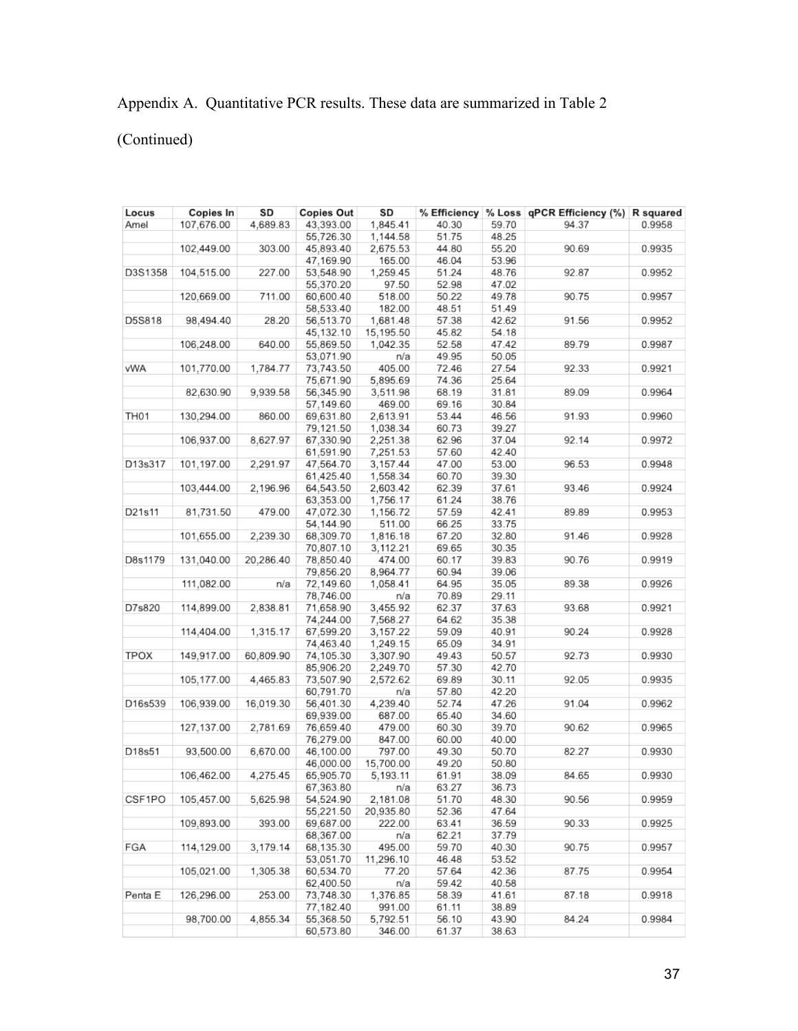Appendix A. Quantitative PCR results. These data are summarized in Table 2

(Continued)

| Locus | Copies In | SD | Copies Out | SD | % Efficiency | % Loss | qPCR Efficiency (%) | R squared |
|---|---|---|---|---|---|---|---|---|
| Amel | 107,676.00 | 4,689.83 | 43,393.00 | 1,845.41 | 40.30 | 59.70 | 94.37 | 0.9958 |
| | | | 55,726.30 | 1,144.58 | 51.75 | 48.25 | | |
| | 102,449.00 | 303.00 | 45,893.40 | 2,675.53 | 44.80 | 55.20 | 90.69 | 0.9935 |
| | | | 47,169.90 | 165.00 | 46.04 | 53.96 | | |
| D3S1358 | 104,515.00 | 227.00 | 53,548.90 | 1,259.45 | 51.24 | 48.76 | 92.87 | 0.9952 |
| | | | 55,370.20 | 97.50 | 52.98 | 47.02 | | |
| | 120,669.00 | 711.00 | 60,600.40 | 518.00 | 50.22 | 49.78 | 90.75 | 0.9957 |
| | | | 58,533.40 | 182.00 | 48.51 | 51.49 | | |
| D5S818 | 98,494.40 | 28.20 | 56,513.70 | 1,681.48 | 57.38 | 42.62 | 91.56 | 0.9952 |
| | | | 45,132.10 | 15,195.50 | 45.82 | 54.18 | | |
| | 106,248.00 | 640.00 | 55,869.50 | 1,042.35 | 52.58 | 47.42 | 89.79 | 0.9987 |
| | | | 53,071.90 | n/a | 49.95 | 50.05 | | |
| vWA | 101,770.00 | 1,784.77 | 73,743.50 | 405.00 | 72.46 | 27.54 | 92.33 | 0.9921 |
| | | | 75,671.90 | 5,895.69 | 74.36 | 25.64 | | |
| | 82,630.90 | 9,939.58 | 56,345.90 | 3,511.98 | 68.19 | 31.81 | 89.09 | 0.9964 |
| | | | 57,149.60 | 469.00 | 69.16 | 30.84 | | |
| TH01 | 130,294.00 | 860.00 | 69,631.80 | 2,613.91 | 53.44 | 46.56 | 91.93 | 0.9960 |
| | | | 79,121.50 | 1,038.34 | 60.73 | 39.27 | | |
| | 106,937.00 | 8,627.97 | 67,330.90 | 2,251.38 | 62.96 | 37.04 | 92.14 | 0.9972 |
| | | | 61,591.90 | 7,251.53 | 57.60 | 42.40 | | |
| D13s317 | 101,197.00 | 2,291.97 | 47,564.70 | 3,157.44 | 47.00 | 53.00 | 96.53 | 0.9948 |
| | | | 61,425.40 | 1,558.34 | 60.70 | 39.30 | | |
| | 103,444.00 | 2,196.96 | 64,543.50 | 2,603.42 | 62.39 | 37.61 | 93.46 | 0.9924 |
| | | | 63,353.00 | 1,756.17 | 61.24 | 38.76 | | |
| D21s11 | 81,731.50 | 479.00 | 47,072.30 | 1,156.72 | 57.59 | 42.41 | 89.89 | 0.9953 |
| | | | 54,144.90 | 511.00 | 66.25 | 33.75 | | |
| | 101,655.00 | 2,239.30 | 68,309.70 | 1,816.18 | 67.20 | 32.80 | 91.46 | 0.9928 |
| | | | 70,807.10 | 3,112.21 | 69.65 | 30.35 | | |
| D8s1179 | 131,040.00 | 20,286.40 | 78,850.40 | 474.00 | 60.17 | 39.83 | 90.76 | 0.9919 |
| | | | 79,856.20 | 8,964.77 | 60.94 | 39.06 | | |
| | 111,082.00 | n/a | 72,149.60 | 1,058.41 | 64.95 | 35.05 | 89.38 | 0.9926 |
| | | | 78,746.00 | n/a | 70.89 | 29.11 | | |
| D7s820 | 114,899.00 | 2,838.81 | 71,658.90 | 3,455.92 | 62.37 | 37.63 | 93.68 | 0.9921 |
| | | | 74,244.00 | 7,568.27 | 64.62 | 35.38 | | |
| | 114,404.00 | 1,315.17 | 67,599.20 | 3,157.22 | 59.09 | 40.91 | 90.24 | 0.9928 |
| | | | 74,463.40 | 1,249.15 | 65.09 | 34.91 | | |
| TPOX | 149,917.00 | 60,809.90 | 74,105.30 | 3,307.90 | 49.43 | 50.57 | 92.73 | 0.9930 |
| | | | 85,906.20 | 2,249.70 | 57.30 | 42.70 | | |
| | 105,177.00 | 4,465.83 | 73,507.90 | 2,572.62 | 69.89 | 30.11 | 92.05 | 0.9935 |
| | | | 60,791.70 | n/a | 57.80 | 42.20 | | |
| D16s539 | 106,939.00 | 16,019.30 | 56,401.30 | 4,239.40 | 52.74 | 47.26 | 91.04 | 0.9962 |
| | | | 69,939.00 | 687.00 | 65.40 | 34.60 | | |
| | 127,137.00 | 2,781.69 | 76,659.40 | 479.00 | 60.30 | 39.70 | 90.62 | 0.9965 |
| | | | 76,279.00 | 847.00 | 60.00 | 40.00 | | |
| D18s51 | 93,500.00 | 6,670.00 | 46,100.00 | 797.00 | 49.30 | 50.70 | 82.27 | 0.9930 |
| | | | 46,000.00 | 15,700.00 | 49.20 | 50.80 | | |
| | 106,462.00 | 4,275.45 | 65,905.70 | 5,193.11 | 61.91 | 38.09 | 84.65 | 0.9930 |
| | | | 67,363.80 | n/a | 63.27 | 36.73 | | |
| CSF1PO | 105,457.00 | 5,625.98 | 54,524.90 | 2,181.08 | 51.70 | 48.30 | 90.56 | 0.9959 |
| | | | 55,221.50 | 20,935.80 | 52.36 | 47.64 | | |
| | 109,893.00 | 393.00 | 69,687.00 | 222.00 | 63.41 | 36.59 | 90.33 | 0.9925 |
| | | | 68,367.00 | n/a | 62.21 | 37.79 | | |
| FGA | 114,129.00 | 3,179.14 | 68,135.30 | 495.00 | 59.70 | 40.30 | 90.75 | 0.9957 |
| | | | 53,051.70 | 11,296.10 | 46.48 | 53.52 | | |
| | 105,021.00 | 1,305.38 | 60,534.70 | 77.20 | 57.64 | 42.36 | 87.75 | 0.9954 |
| | | | 62,400.50 | n/a | 59.42 | 40.58 | | |
| Penta E | 126,296.00 | 253.00 | 73,748.30 | 1,376.85 | 58.39 | 41.61 | 87.18 | 0.9918 |
| | | | 77,182.40 | 991.00 | 61.11 | 38.89 | | |
| | 98,700.00 | 4,855.34 | 55,368.50 | 5,792.51 | 56.10 | 43.90 | 84.24 | 0.9984 |
| | | | 60,573.80 | 346.00 | 61.37 | 38.63 | | |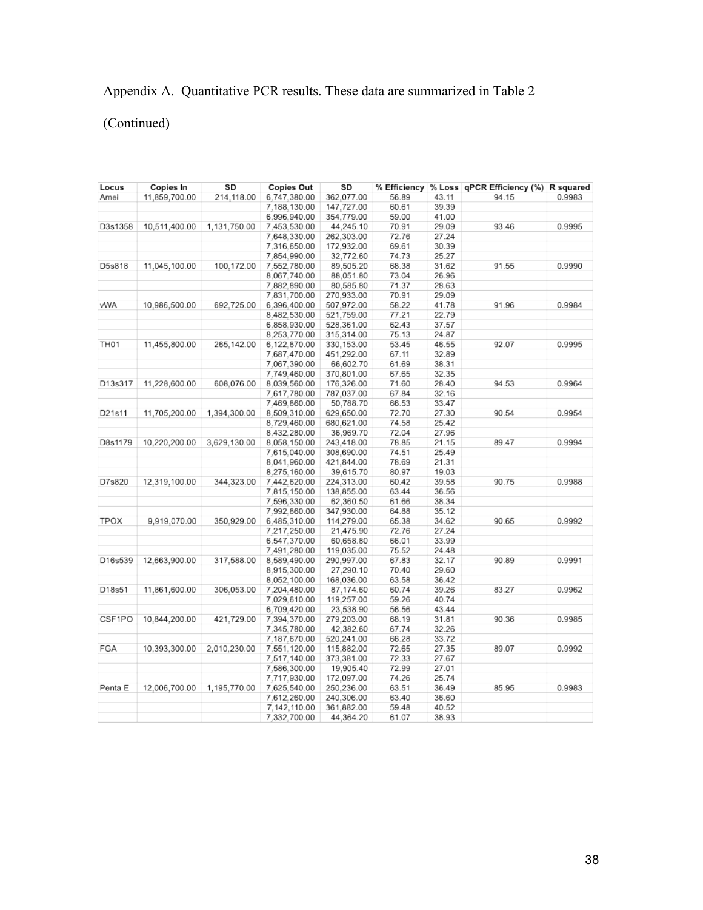Appendix A. Quantitative PCR results. These data are summarized in Table 2

(Continued)

| Locus | Copies In | SD | Copies Out | SD | % Efficiency | % Loss | qPCR Efficiency (%) | R squared |
|---|---|---|---|---|---|---|---|---|
| Amel | 11,859,700.00 | 214,118.00 | 6,747,380.00 | 362,077.00 | 56.89 | 43.11 | 94.15 | 0.9983 |
| | | | 7,188,130.00 | 147,727.00 | 60.61 | 39.39 | | |
| | | | 6,996,940.00 | 354,779.00 | 59.00 | 41.00 | | |
| D3s1358 | 10,511,400.00 | 1,131,750.00 | 7,453,530.00 | 44,245.10 | 70.91 | 29.09 | 93.46 | 0.9995 |
| | | | 7,648,330.00 | 262,303.00 | 72.76 | 27.24 | | |
| | | | 7,316,650.00 | 172,932.00 | 69.61 | 30.39 | | |
| | | | 7,854,990.00 | 32,772.60 | 74.73 | 25.27 | | |
| D5s818 | 11,045,100.00 | 100,172.00 | 7,552,780.00 | 89,505.20 | 68.38 | 31.62 | 91.55 | 0.9990 |
| | | | 8,067,740.00 | 88,051.80 | 73.04 | 26.96 | | |
| | | | 7,882,890.00 | 80,585.80 | 71.37 | 28.63 | | |
| | | | 7,831,700.00 | 270,933.00 | 70.91 | 29.09 | | |
| vWA | 10,986,500.00 | 692,725.00 | 6,396,400.00 | 507,972.00 | 58.22 | 41.78 | 91.96 | 0.9984 |
| | | | 8,482,530.00 | 521,759.00 | 77.21 | 22.79 | | |
| | | | 6,858,930.00 | 528,361.00 | 62.43 | 37.57 | | |
| | | | 8,253,770.00 | 315,314.00 | 75.13 | 24.87 | | |
| TH01 | 11,455,800.00 | 265,142.00 | 6,122,870.00 | 330,153.00 | 53.45 | 46.55 | 92.07 | 0.9995 |
| | | | 7,687,470.00 | 451,292.00 | 67.11 | 32.89 | | |
| | | | 7,067,390.00 | 66,602.70 | 61.69 | 38.31 | | |
| | | | 7,749,460.00 | 370,801.00 | 67.65 | 32.35 | | |
| D13s317 | 11,228,600.00 | 608,076.00 | 8,039,560.00 | 176,326.00 | 71.60 | 28.40 | 94.53 | 0.9964 |
| | | | 7,617,780.00 | 787,037.00 | 67.84 | 32.16 | | |
| | | | 7,469,860.00 | 50,788.70 | 66.53 | 33.47 | | |
| D21s11 | 11,705,200.00 | 1,394,300.00 | 8,509,310.00 | 629,650.00 | 72.70 | 27.30 | 90.54 | 0.9954 |
| | | | 8,729,460.00 | 680,621.00 | 74.58 | 25.42 | | |
| | | | 8,432,280.00 | 36,969.70 | 72.04 | 27.96 | | |
| D8s1179 | 10,220,200.00 | 3,629,130.00 | 8,058,150.00 | 243,418.00 | 78.85 | 21.15 | 89.47 | 0.9994 |
| | | | 7,615,040.00 | 308,690.00 | 74.51 | 25.49 | | |
| | | | 8,041,960.00 | 421,844.00 | 78.69 | 21.31 | | |
| | | | 8,275,160.00 | 39,615.70 | 80.97 | 19.03 | | |
| D7s820 | 12,319,100.00 | 344,323.00 | 7,442,620.00 | 224,313.00 | 60.42 | 39.58 | 90.75 | 0.9988 |
| | | | 7,815,150.00 | 138,855.00 | 63.44 | 36.56 | | |
| | | | 7,596,330.00 | 62,360.50 | 61.66 | 38.34 | | |
| | | | 7,992,860.00 | 347,930.00 | 64.88 | 35.12 | | |
| TPOX | 9,919,070.00 | 350,929.00 | 6,485,310.00 | 114,279.00 | 65.38 | 34.62 | 90.65 | 0.9992 |
| | | | 7,217,250.00 | 21,475.90 | 72.76 | 27.24 | | |
| | | | 6,547,370.00 | 60,658.80 | 66.01 | 33.99 | | |
| | | | 7,491,280.00 | 119,035.00 | 75.52 | 24.48 | | |
| D16s539 | 12,663,900.00 | 317,588.00 | 8,589,490.00 | 290,997.00 | 67.83 | 32.17 | 90.89 | 0.9991 |
| | | | 8,915,300.00 | 27,290.10 | 70.40 | 29.60 | | |
| | | | 8,052,100.00 | 168,036.00 | 63.58 | 36.42 | | |
| D18s51 | 11,861,600.00 | 306,053.00 | 7,204,480.00 | 87,174.60 | 60.74 | 39.26 | 83.27 | 0.9962 |
| | | | 7,029,610.00 | 119,257.00 | 59.26 | 40.74 | | |
| | | | 6,709,420.00 | 23,538.90 | 56.56 | 43.44 | | |
| CSF1PO | 10,844,200.00 | 421,729.00 | 7,394,370.00 | 279,203.00 | 68.19 | 31.81 | 90.36 | 0.9985 |
| | | | 7,345,780.00 | 42,382.60 | 67.74 | 32.26 | | |
| | | | 7,187,670.00 | 520,241.00 | 66.28 | 33.72 | | |
| FGA | 10,393,300.00 | 2,010,230.00 | 7,551,120.00 | 115,882.00 | 72.65 | 27.35 | 89.07 | 0.9992 |
| | | | 7,517,140.00 | 373,381.00 | 72.33 | 27.67 | | |
| | | | 7,586,300.00 | 19,905.40 | 72.99 | 27.01 | | |
| | | | 7,717,930.00 | 172,097.00 | 74.26 | 25.74 | | |
| Penta E | 12,006,700.00 | 1,195,770.00 | 7,625,540.00 | 250,236.00 | 63.51 | 36.49 | 85.95 | 0.9983 |
| | | | 7,612,260.00 | 240,306.00 | 63.40 | 36.60 | | |
| | | | 7,142,110.00 | 361,882.00 | 59.48 | 40.52 | | |
| | | | 7,332,700.00 | 44,364.20 | 61.07 | 38.93 | | |